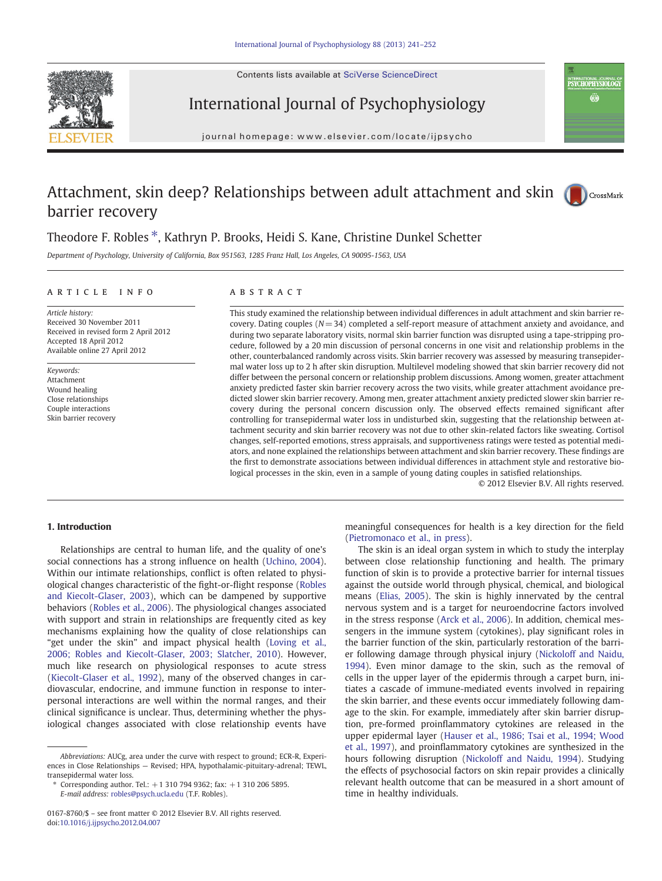# Attachment, skin deep? Relationships between adult attachment and skin barrier recovery

Theodore F. Robles *, Kathryn P. Brooks, Heidi S. Kane, Christine Dunkel Schetter

*Department of Psychology, University of California, Box 951563, 1285 Franz Hall, Los Angeles, CA 90095-1563, USA*

## ARTICLE INFO

*Article history:*
Received 30 November 2011
Received in revised form 2 April 2012
Accepted 18 April 2012
Available online 27 April 2012

*Keywords:*
Attachment
Wound healing
Close relationships
Couple interactions
Skin barrier recovery

## ABSTRACT

This study examined the relationship between individual differences in adult attachment and skin barrier recovery. Dating couples ($N=34$) completed a self-report measure of attachment anxiety and avoidance, and during two separate laboratory visits, normal skin barrier function was disrupted using a tape-stripping procedure, followed by a 20 min discussion of personal concerns in one visit and relationship problems in the other, counterbalanced randomly across visits. Skin barrier recovery was assessed by measuring transepidermal water loss up to 2 h after skin disruption. Multilevel modeling showed that skin barrier recovery did not differ between the personal concern or relationship problem discussions. Among women, greater attachment anxiety predicted faster skin barrier recovery across the two visits, while greater attachment avoidance predicted slower skin barrier recovery. Among men, greater attachment anxiety predicted slower skin barrier recovery during the personal concern discussion only. The observed effects remained significant after controlling for transepidermal water loss in undisturbed skin, suggesting that the relationship between attachment security and skin barrier recovery was not due to other skin-related factors like sweating. Cortisol changes, self-reported emotions, stress appraisals, and supportiveness ratings were tested as potential mediators, and none explained the relationships between attachment and skin barrier recovery. These findings are the first to demonstrate associations between individual differences in attachment style and restorative biological processes in the skin, even in a sample of young dating couples in satisfied relationships.

© 2012 Elsevier B.V. All rights reserved.

## 1. Introduction

Relationships are central to human life, and the quality of one's social connections has a strong influence on health (Uchino, 2004). Within our intimate relationships, conflict is often related to physiological changes characteristic of the fight-or-flight response (Robles and Kiecolt-Glaser, 2003), which can be dampened by supportive behaviors (Robles et al., 2006). The physiological changes associated with support and strain in relationships are frequently cited as key mechanisms explaining how the quality of close relationships can "get under the skin" and impact physical health (Loving et al., 2006; Robles and Kiecolt-Glaser, 2003; Slatcher, 2010). However, much like research on physiological responses to acute stress (Kiecolt-Glaser et al., 1992), many of the observed changes in cardiovascular, endocrine, and immune function in response to interpersonal interactions are well within the normal ranges, and their clinical significance is unclear. Thus, determining whether the physiological changes associated with close relationship events have meaningful consequences for health is a key direction for the field (Pietromonaco et al., in press).

The skin is an ideal organ system in which to study the interplay between close relationship functioning and health. The primary function of skin is to provide a protective barrier for internal tissues against the outside world through physical, chemical, and biological means (Elias, 2005). The skin is highly innervated by the central nervous system and is a target for neuroendocrine factors involved in the stress response (Arck et al., 2006). In addition, chemical messengers in the immune system (cytokines), play significant roles in the barrier function of the skin, particularly restoration of the barrier following damage through physical injury (Nickoloff and Naidu, 1994). Even minor damage to the skin, such as the removal of cells in the upper layer of the epidermis through a carpet burn, initiates a cascade of immune-mediated events involved in repairing the skin barrier, and these events occur immediately following damage to the skin. For example, immediately after skin barrier disruption, pre-formed proinflammatory cytokines are released in the upper epidermal layer (Hauser et al., 1986; Tsai et al., 1994; Wood et al., 1997), and proinflammatory cytokines are synthesized in the hours following disruption (Nickoloff and Naidu, 1994). Studying the effects of psychosocial factors on skin repair provides a clinically relevant health outcome that can be measured in a short amount of time in healthy individuals.

---

*Abbreviations:* AUCg, area under the curve with respect to ground; ECR-R, Experiences in Close Relationships — Revised; HPA, hypothalamic-pituitary-adrenal; TEWL, transepidermal water loss.

\* Corresponding author. Tel.: +1 310 794 9362; fax: +1 310 206 5895.
*E-mail address:* robles@psych.ucla.edu (T.F. Robles).

0167-8760/$ – see front matter © 2012 Elsevier B.V. All rights reserved.
doi:10.1016/j.ijpsycho.2012.04.007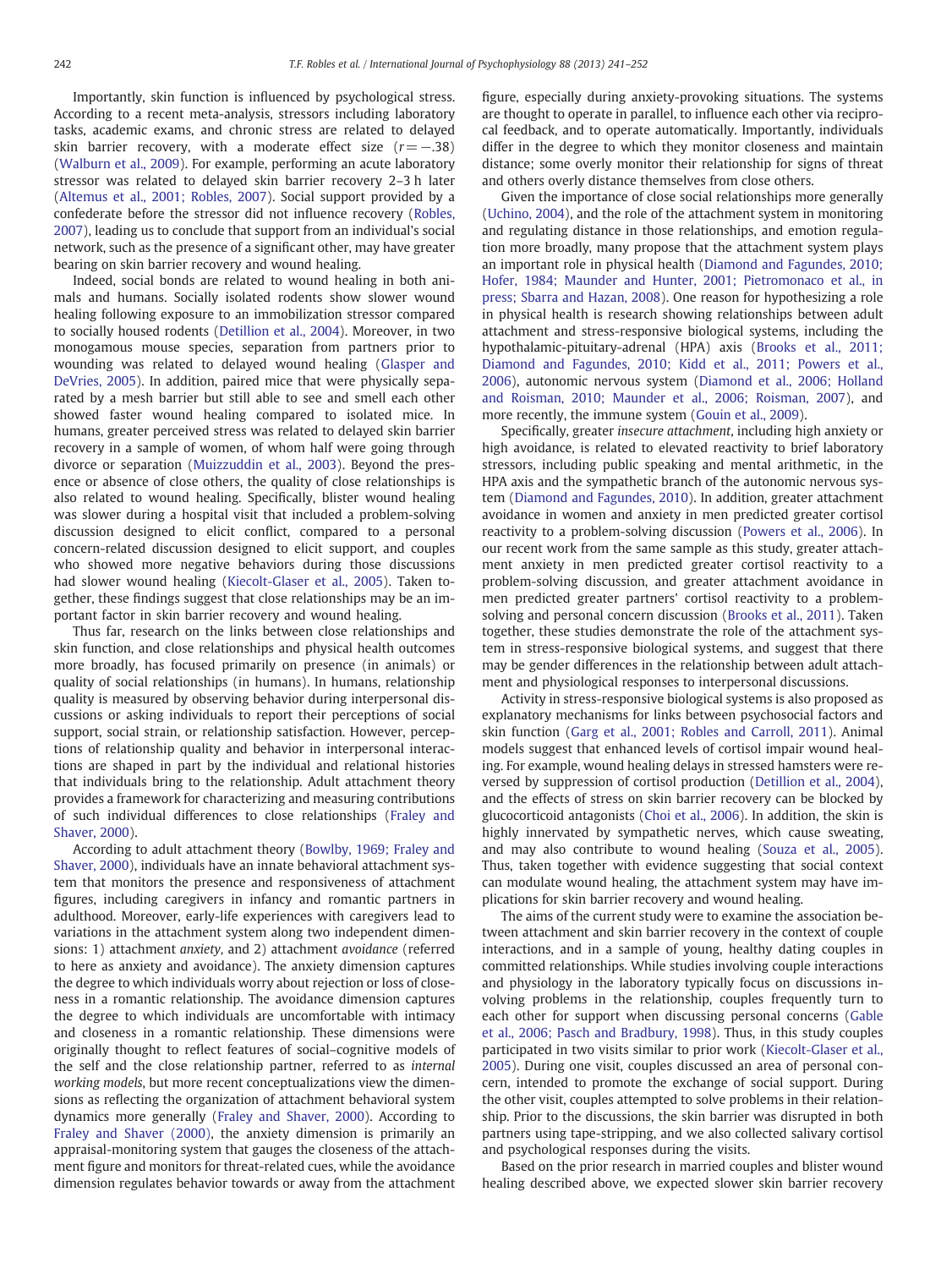Importantly, skin function is influenced by psychological stress. According to a recent meta-analysis, stressors including laboratory tasks, academic exams, and chronic stress are related to delayed skin barrier recovery, with a moderate effect size ($r = -.38$) (Walburn et al., 2009). For example, performing an acute laboratory stressor was related to delayed skin barrier recovery 2–3 h later (Altemus et al., 2001; Robles, 2007). Social support provided by a confederate before the stressor did not influence recovery (Robles, 2007), leading us to conclude that support from an individual's social network, such as the presence of a significant other, may have greater bearing on skin barrier recovery and wound healing.

Indeed, social bonds are related to wound healing in both animals and humans. Socially isolated rodents show slower wound healing following exposure to an immobilization stressor compared to socially housed rodents (Detillion et al., 2004). Moreover, in two monogamous mouse species, separation from partners prior to wounding was related to delayed wound healing (Glasper and DeVries, 2005). In addition, paired mice that were physically separated by a mesh barrier but still able to see and smell each other showed faster wound healing compared to isolated mice. In humans, greater perceived stress was related to delayed skin barrier recovery in a sample of women, of whom half were going through divorce or separation (Muizzuddin et al., 2003). Beyond the presence or absence of close others, the quality of close relationships is also related to wound healing. Specifically, blister wound healing was slower during a hospital visit that included a problem-solving discussion designed to elicit conflict, compared to a personal concern-related discussion designed to elicit support, and couples who showed more negative behaviors during those discussions had slower wound healing (Kiecolt-Glaser et al., 2005). Taken together, these findings suggest that close relationships may be an important factor in skin barrier recovery and wound healing.

Thus far, research on the links between close relationships and skin function, and close relationships and physical health outcomes more broadly, has focused primarily on presence (in animals) or quality of social relationships (in humans). In humans, relationship quality is measured by observing behavior during interpersonal discussions or asking individuals to report their perceptions of social support, social strain, or relationship satisfaction. However, perceptions of relationship quality and behavior in interpersonal interactions are shaped in part by the individual and relational histories that individuals bring to the relationship. Adult attachment theory provides a framework for characterizing and measuring contributions of such individual differences to close relationships (Fraley and Shaver, 2000).

According to adult attachment theory (Bowlby, 1969; Fraley and Shaver, 2000), individuals have an innate behavioral attachment system that monitors the presence and responsiveness of attachment figures, including caregivers in infancy and romantic partners in adulthood. Moreover, early-life experiences with caregivers lead to variations in the attachment system along two independent dimensions: 1) attachment *anxiety*, and 2) attachment *avoidance* (referred to here as anxiety and avoidance). The anxiety dimension captures the degree to which individuals worry about rejection or loss of closeness in a romantic relationship. The avoidance dimension captures the degree to which individuals are uncomfortable with intimacy and closeness in a romantic relationship. These dimensions were originally thought to reflect features of social–cognitive models of the self and the close relationship partner, referred to as *internal working models*, but more recent conceptualizations view the dimensions as reflecting the organization of attachment behavioral system dynamics more generally (Fraley and Shaver, 2000). According to Fraley and Shaver (2000), the anxiety dimension is primarily an appraisal-monitoring system that gauges the closeness of the attachment figure and monitors for threat-related cues, while the avoidance dimension regulates behavior towards or away from the attachment figure, especially during anxiety-provoking situations. The systems are thought to operate in parallel, to influence each other via reciprocal feedback, and to operate automatically. Importantly, individuals differ in the degree to which they monitor closeness and maintain distance; some overly monitor their relationship for signs of threat and others overly distance themselves from close others.

Given the importance of close social relationships more generally (Uchino, 2004), and the role of the attachment system in monitoring and regulating distance in those relationships, and emotion regulation more broadly, many propose that the attachment system plays an important role in physical health (Diamond and Fagundes, 2010; Hofer, 1984; Maunder and Hunter, 2001; Pietromonaco et al., in press; Sbarra and Hazan, 2008). One reason for hypothesizing a role in physical health is research showing relationships between adult attachment and stress-responsive biological systems, including the hypothalamic-pituitary-adrenal (HPA) axis (Brooks et al., 2011; Diamond and Fagundes, 2010; Kidd et al., 2011; Powers et al., 2006), autonomic nervous system (Diamond et al., 2006; Holland and Roisman, 2010; Maunder et al., 2006; Roisman, 2007), and more recently, the immune system (Gouin et al., 2009).

Specifically, greater *insecure attachment*, including high anxiety or high avoidance, is related to elevated reactivity to brief laboratory stressors, including public speaking and mental arithmetic, in the HPA axis and the sympathetic branch of the autonomic nervous system (Diamond and Fagundes, 2010). In addition, greater attachment avoidance in women and anxiety in men predicted greater cortisol reactivity to a problem-solving discussion (Powers et al., 2006). In our recent work from the same sample as this study, greater attachment anxiety in men predicted greater cortisol reactivity to a problem-solving discussion, and greater attachment avoidance in men predicted greater partners' cortisol reactivity to a problem-solving and personal concern discussion (Brooks et al., 2011). Taken together, these studies demonstrate the role of the attachment system in stress-responsive biological systems, and suggest that there may be gender differences in the relationship between adult attachment and physiological responses to interpersonal discussions.

Activity in stress-responsive biological systems is also proposed as explanatory mechanisms for links between psychosocial factors and skin function (Garg et al., 2001; Robles and Carroll, 2011). Animal models suggest that enhanced levels of cortisol impair wound healing. For example, wound healing delays in stressed hamsters were reversed by suppression of cortisol production (Detillion et al., 2004), and the effects of stress on skin barrier recovery can be blocked by glucocorticoid antagonists (Choi et al., 2006). In addition, the skin is highly innervated by sympathetic nerves, which cause sweating, and may also contribute to wound healing (Souza et al., 2005). Thus, taken together with evidence suggesting that social context can modulate wound healing, the attachment system may have implications for skin barrier recovery and wound healing.

The aims of the current study were to examine the association between attachment and skin barrier recovery in the context of couple interactions, and in a sample of young, healthy dating couples in committed relationships. While studies involving couple interactions and physiology in the laboratory typically focus on discussions involving problems in the relationship, couples frequently turn to each other for support when discussing personal concerns (Gable et al., 2006; Pasch and Bradbury, 1998). Thus, in this study couples participated in two visits similar to prior work (Kiecolt-Glaser et al., 2005). During one visit, couples discussed an area of personal concern, intended to promote the exchange of social support. During the other visit, couples attempted to solve problems in their relationship. Prior to the discussions, the skin barrier was disrupted in both partners using tape-stripping, and we also collected salivary cortisol and psychological responses during the visits.

Based on the prior research in married couples and blister wound healing described above, we expected slower skin barrier recovery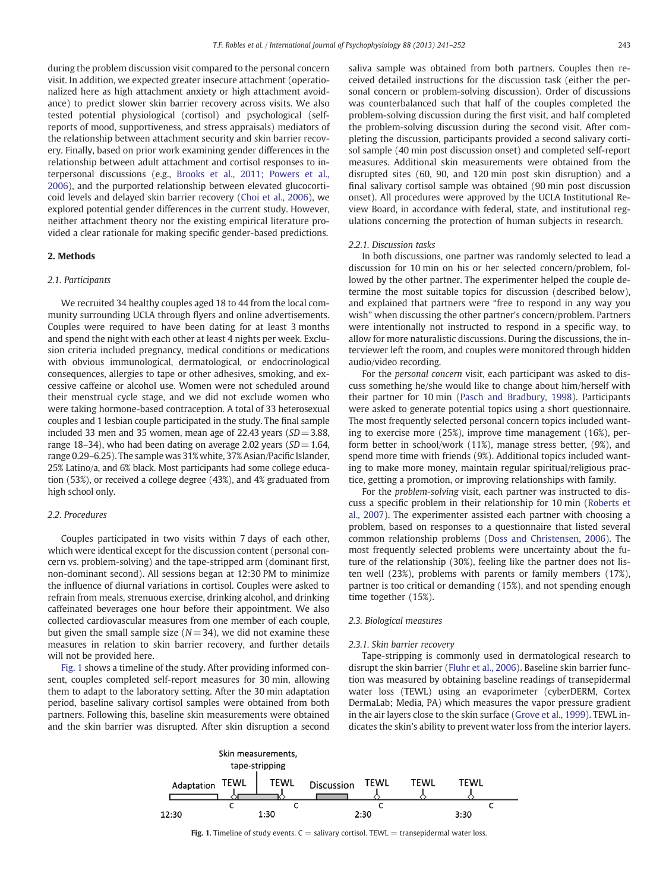during the problem discussion visit compared to the personal concern visit. In addition, we expected greater insecure attachment (operationalized here as high attachment anxiety or high attachment avoidance) to predict slower skin barrier recovery across visits. We also tested potential physiological (cortisol) and psychological (self-reports of mood, supportiveness, and stress appraisals) mediators of the relationship between attachment security and skin barrier recovery. Finally, based on prior work examining gender differences in the relationship between adult attachment and cortisol responses to interpersonal discussions (e.g., Brooks et al., 2011; Powers et al., 2006), and the purported relationship between elevated glucocorticoid levels and delayed skin barrier recovery (Choi et al., 2006), we explored potential gender differences in the current study. However, neither attachment theory nor the existing empirical literature provided a clear rationale for making specific gender-based predictions.

## 2. Methods

### 2.1. Participants

We recruited 34 healthy couples aged 18 to 44 from the local community surrounding UCLA through flyers and online advertisements. Couples were required to have been dating for at least 3 months and spend the night with each other at least 4 nights per week. Exclusion criteria included pregnancy, medical conditions or medications with obvious immunological, dermatological, or endocrinological consequences, allergies to tape or other adhesives, smoking, and excessive caffeine or alcohol use. Women were not scheduled around their menstrual cycle stage, and we did not exclude women who were taking hormone-based contraception. A total of 33 heterosexual couples and 1 lesbian couple participated in the study. The final sample included 33 men and 35 women, mean age of 22.43 years ($SD = 3.88$, range 18–34), who had been dating on average 2.02 years ($SD = 1.64$, range 0.29–6.25). The sample was 31% white, 37% Asian/Pacific Islander, 25% Latino/a, and 6% black. Most participants had some college education (53%), or received a college degree (43%), and 4% graduated from high school only.

### 2.2. Procedures

Couples participated in two visits within 7 days of each other, which were identical except for the discussion content (personal concern vs. problem-solving) and the tape-stripped arm (dominant first, non-dominant second). All sessions began at 12:30 PM to minimize the influence of diurnal variations in cortisol. Couples were asked to refrain from meals, strenuous exercise, drinking alcohol, and drinking caffeinated beverages one hour before their appointment. We also collected cardiovascular measures from one member of each couple, but given the small sample size ($N = 34$), we did not examine these measures in relation to skin barrier recovery, and further details will not be provided here.

Fig. 1 shows a timeline of the study. After providing informed consent, couples completed self-report measures for 30 min, allowing them to adapt to the laboratory setting. After the 30 min adaptation period, baseline salivary cortisol samples were obtained from both partners. Following this, baseline skin measurements were obtained and the skin barrier was disrupted. After skin disruption a second saliva sample was obtained from both partners. Couples then received detailed instructions for the discussion task (either the personal concern or problem-solving discussion). Order of discussions was counterbalanced such that half of the couples completed the problem-solving discussion during the first visit, and half completed the problem-solving discussion during the second visit. After completing the discussion, participants provided a second salivary cortisol sample (40 min post discussion onset) and completed self-report measures. Additional skin measurements were obtained from the disrupted sites (60, 90, and 120 min post skin disruption) and a final salivary cortisol sample was obtained (90 min post discussion onset). All procedures were approved by the UCLA Institutional Review Board, in accordance with federal, state, and institutional regulations concerning the protection of human subjects in research.

#### 2.2.1. Discussion tasks

In both discussions, one partner was randomly selected to lead a discussion for 10 min on his or her selected concern/problem, followed by the other partner. The experimenter helped the couple determine the most suitable topics for discussion (described below), and explained that partners were "free to respond in any way you wish" when discussing the other partner's concern/problem. Partners were intentionally not instructed to respond in a specific way, to allow for more naturalistic discussions. During the discussions, the interviewer left the room, and couples were monitored through hidden audio/video recording.

For the *personal concern* visit, each participant was asked to discuss something he/she would like to change about him/herself with their partner for 10 min (Pasch and Bradbury, 1998). Participants were asked to generate potential topics using a short questionnaire. The most frequently selected personal concern topics included wanting to exercise more (25%), improve time management (16%), perform better in school/work (11%), manage stress better, (9%), and spend more time with friends (9%). Additional topics included wanting to make more money, maintain regular spiritual/religious practice, getting a promotion, or improving relationships with family.

For the *problem-solving* visit, each partner was instructed to discuss a specific problem in their relationship for 10 min (Roberts et al., 2007). The experimenter assisted each partner with choosing a problem, based on responses to a questionnaire that listed several common relationship problems (Doss and Christensen, 2006). The most frequently selected problems were uncertainty about the future of the relationship (30%), feeling like the partner does not listen well (23%), problems with parents or family members (17%), partner is too critical or demanding (15%), and not spending enough time together (15%).

### 2.3. Biological measures

#### 2.3.1. Skin barrier recovery

Tape-stripping is commonly used in dermatological research to disrupt the skin barrier (Fluhr et al., 2006). Baseline skin barrier function was measured by obtaining baseline readings of transepidermal water loss (TEWL) using an evaporimeter (cyberDERM, Cortex DermaLab; Media, PA) which measures the vapor pressure gradient in the air layers close to the skin surface (Grove et al., 1999). TEWL indicates the skin's ability to prevent water loss from the interior layers.

Skin measurements, tape-stripping
Adaptation
TEWL
TEWL
Discussion
TEWL
TEWL
TEWL
C
C
C
C
12:30
1:30
2:30
3:30

**Fig. 1.** Timeline of study events. C = salivary cortisol. TEWL = transepidermal water loss.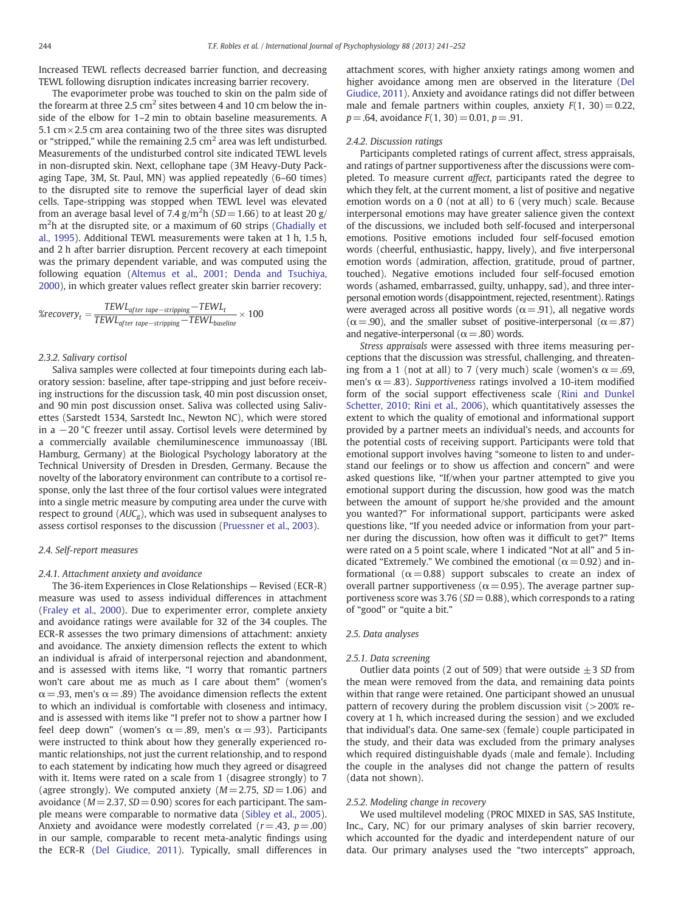Increased TEWL reflects decreased barrier function, and decreasing TEWL following disruption indicates increasing barrier recovery.

The evaporimeter probe was touched to skin on the palm side of the forearm at three 2.5 $cm^2$ sites between 4 and 10 cm below the inside of the elbow for 1–2 min to obtain baseline measurements. A 5.1 cm × 2.5 cm area containing two of the three sites was disrupted or "stripped," while the remaining 2.5 $cm^2$ area was left undisturbed. Measurements of the undisturbed control site indicated TEWL levels in non-disrupted skin. Next, cellophane tape (3M Heavy-Duty Packaging Tape, 3M, St. Paul, MN) was applied repeatedly (6–60 times) to the disrupted site to remove the superficial layer of dead skin cells. Tape-stripping was stopped when TEWL level was elevated from an average basal level of 7.4 $g/m^2h$ ($SD = 1.66$) to at least 20 $g/m^2h$ at the disrupted site, or a maximum of 60 strips (Ghadially et al., 1995). Additional TEWL measurements were taken at 1 h, 1.5 h, and 2 h after barrier disruption. Percent recovery at each timepoint was the primary dependent variable, and was computed using the following equation (Altemus et al., 2001; Denda and Tsuchiya, 2000), in which greater values reflect greater skin barrier recovery:

$$\%recovery_t = \frac{TEWL_{after\ tape-stripping} - TEWL_t}{TEWL_{after\ tape-stripping} - TEWL_{baseline}} \times 100$$

#### 2.3.2. Salivary cortisol

Saliva samples were collected at four timepoints during each laboratory session: baseline, after tape-stripping and just before receiving instructions for the discussion task, 40 min post discussion onset, and 90 min post discussion onset. Saliva was collected using Salivettes (Sarstedt 1534, Sarstedt Inc., Newton NC), which were stored in a −20 °C freezer until assay. Cortisol levels were determined by a commercially available chemiluminescence immunoassay (IBL Hamburg, Germany) at the Biological Psychology laboratory at the Technical University of Dresden in Dresden, Germany. Because the novelty of the laboratory environment can contribute to a cortisol response, only the last three of the four cortisol values were integrated into a single metric measure by computing area under the curve with respect to ground ($AUC_g$), which was used in subsequent analyses to assess cortisol responses to the discussion (Pruessner et al., 2003).

### 2.4. Self-report measures

#### 2.4.1. Attachment anxiety and avoidance

The 36-item Experiences in Close Relationships — Revised (ECR-R) measure was used to assess individual differences in attachment (Fraley et al., 2000). Due to experimenter error, complete anxiety and avoidance ratings were available for 32 of the 34 couples. The ECR-R assesses the two primary dimensions of attachment: anxiety and avoidance. The anxiety dimension reflects the extent to which an individual is afraid of interpersonal rejection and abandonment, and is assessed with items like, "I worry that romantic partners won't care about me as much as I care about them" (women's $\alpha = .93$, men's $\alpha = .89$) The avoidance dimension reflects the extent to which an individual is comfortable with closeness and intimacy, and is assessed with items like "I prefer not to show a partner how I feel deep down" (women's $\alpha = .89$, men's $\alpha = .93$). Participants were instructed to think about how they generally experienced romantic relationships, not just the current relationship, and to respond to each statement by indicating how much they agreed or disagreed with it. Items were rated on a scale from 1 (disagree strongly) to 7 (agree strongly). We computed anxiety ($M = 2.75$, $SD = 1.06$) and avoidance ($M = 2.37$, $SD = 0.90$) scores for each participant. The sample means were comparable to normative data (Sibley et al., 2005). Anxiety and avoidance were modestly correlated ($r = .43$, $p = .00$) in our sample, comparable to recent meta-analytic findings using the ECR-R (Del Giudice, 2011). Typically, small differences in attachment scores, with higher anxiety ratings among women and higher avoidance among men are observed in the literature (Del Giudice, 2011). Anxiety and avoidance ratings did not differ between male and female partners within couples, anxiety $F(1, 30) = 0.22$, $p = .64$, avoidance $F(1, 30) = 0.01$, $p = .91$.

#### 2.4.2. Discussion ratings

Participants completed ratings of current affect, stress appraisals, and ratings of partner supportiveness after the discussions were completed. To measure current *affect*, participants rated the degree to which they felt, at the current moment, a list of positive and negative emotion words on a 0 (not at all) to 6 (very much) scale. Because interpersonal emotions may have greater salience given the context of the discussions, we included both self-focused and interpersonal emotions. Positive emotions included four self-focused emotion words (cheerful, enthusiastic, happy, lively), and five interpersonal emotion words (admiration, affection, gratitude, proud of partner, touched). Negative emotions included four self-focused emotion words (ashamed, embarrassed, guilty, unhappy, sad), and three interpersonal emotion words (disappointment, rejected, resentment). Ratings were averaged across all positive words ($\alpha = .91$), all negative words ($\alpha = .90$), and the smaller subset of positive-interpersonal ($\alpha = .87$) and negative-interpersonal ($\alpha = .80$) words.

*Stress appraisals* were assessed with three items measuring perceptions that the discussion was stressful, challenging, and threatening from a 1 (not at all) to 7 (very much) scale (women's $\alpha = .69$, men's $\alpha = .83$). *Supportiveness* ratings involved a 10-item modified form of the social support effectiveness scale (Rini and Dunkel Schetter, 2010; Rini et al., 2006), which quantitatively assesses the extent to which the quality of emotional and informational support provided by a partner meets an individual's needs, and accounts for the potential costs of receiving support. Participants were told that emotional support involves having "someone to listen to and understand our feelings or to show us affection and concern" and were asked questions like, "If/when your partner attempted to give you emotional support during the discussion, how good was the match between the amount of support he/she provided and the amount you wanted?" For informational support, participants were asked questions like, "If you needed advice or information from your partner during the discussion, how often was it difficult to get?" Items were rated on a 5 point scale, where 1 indicated "Not at all" and 5 indicated "Extremely." We combined the emotional ($\alpha = 0.92$) and informational ($\alpha = 0.88$) support subscales to create an index of overall partner supportiveness ($\alpha = 0.95$). The average partner supportiveness score was 3.76 ($SD = 0.88$), which corresponds to a rating of "good" or "quite a bit."

### 2.5. Data analyses

#### 2.5.1. Data screening

Outlier data points (2 out of 509) that were outside ±3 *SD* from the mean were removed from the data, and remaining data points within that range were retained. One participant showed an unusual pattern of recovery during the problem discussion visit (>200% recovery at 1 h, which increased during the session) and we excluded that individual's data. One same-sex (female) couple participated in the study, and their data was excluded from the primary analyses which required distinguishable dyads (male and female). Including the couple in the analyses did not change the pattern of results (data not shown).

#### 2.5.2. Modeling change in recovery

We used multilevel modeling (PROC MIXED in SAS, SAS Institute, Inc., Cary, NC) for our primary analyses of skin barrier recovery, which accounted for the dyadic and interdependent nature of our data. Our primary analyses used the "two intercepts" approach,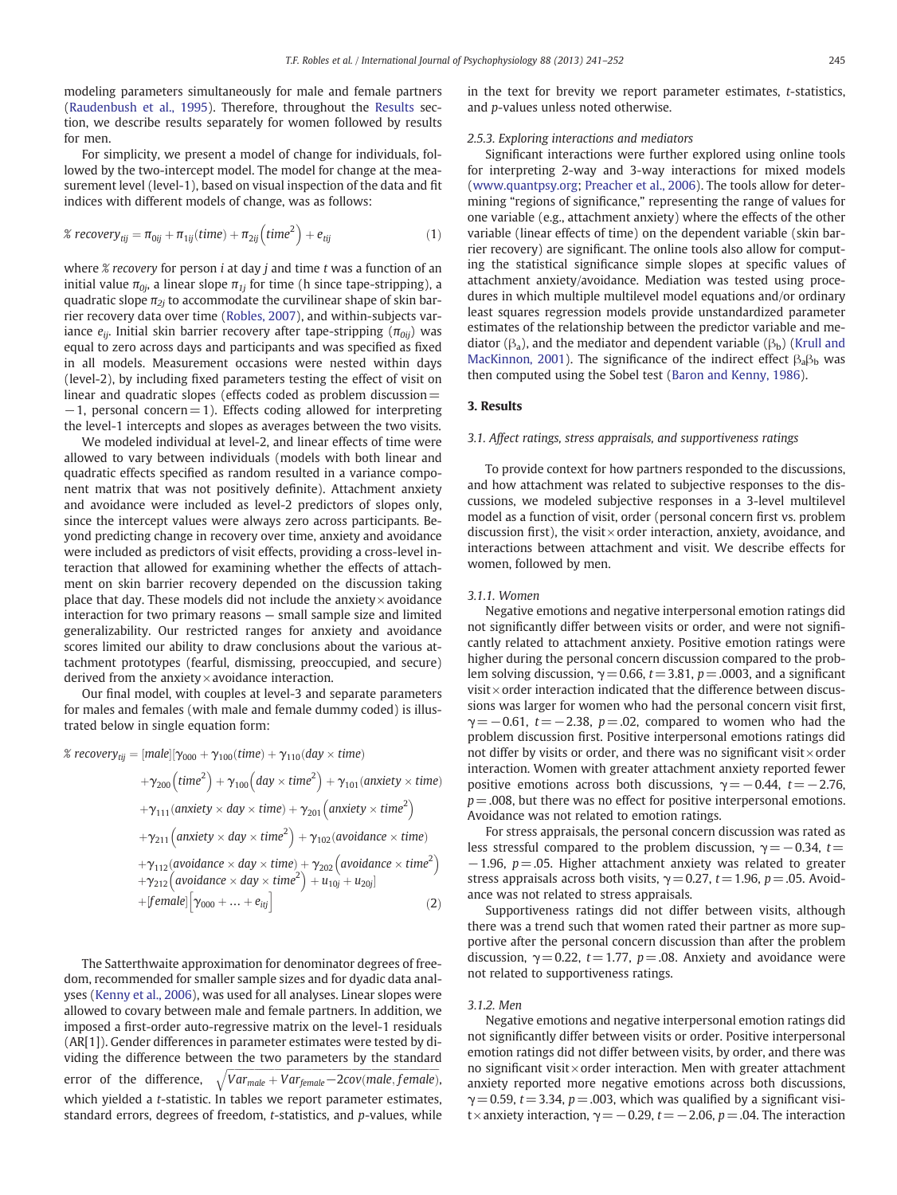modeling parameters simultaneously for male and female partners (Raudenbush et al., 1995). Therefore, throughout the Results section, we describe results separately for women followed by results for men.

For simplicity, we present a model of change for individuals, followed by the two-intercept model. The model for change at the measurement level (level-1), based on visual inspection of the data and fit indices with different models of change, was as follows:

$$\%\ recovery_{tij} = \pi_{0ij} + \pi_{1ij}(time) + \pi_{2ij}\left(time^2\right) + e_{tij} \quad (1)$$

where *% recovery* for person $i$ at day $j$ and time $t$ was a function of an initial value $\pi_{0j}$, a linear slope $\pi_{1j}$ for time (h since tape-stripping), a quadratic slope $\pi_{2j}$ to accommodate the curvilinear shape of skin barrier recovery data over time (Robles, 2007), and within-subjects variance $e_{ij}$. Initial skin barrier recovery after tape-stripping ($\pi_{0ij}$) was equal to zero across days and participants and was specified as fixed in all models. Measurement occasions were nested within days (level-2), by including fixed parameters testing the effect of visit on linear and quadratic slopes (effects coded as problem discussion = −1, personal concern = 1). Effects coding allowed for interpreting the level-1 intercepts and slopes as averages between the two visits.

We modeled individual at level-2, and linear effects of time were allowed to vary between individuals (models with both linear and quadratic effects specified as random resulted in a variance component matrix that was not positively definite). Attachment anxiety and avoidance were included as level-2 predictors of slopes only, since the intercept values were always zero across participants. Beyond predicting change in recovery over time, anxiety and avoidance were included as predictors of visit effects, providing a cross-level interaction that allowed for examining whether the effects of attachment on skin barrier recovery depended on the discussion taking place that day. These models did not include the anxiety × avoidance interaction for two primary reasons — small sample size and limited generalizability. Our restricted ranges for anxiety and avoidance scores limited our ability to draw conclusions about the various attachment prototypes (fearful, dismissing, preoccupied, and secure) derived from the anxiety × avoidance interaction.

Our final model, with couples at level-3 and separate parameters for males and females (with male and female dummy coded) is illustrated below in single equation form:

$$\begin{aligned}
\%\ recovery_{tij} = {} & [male][\gamma_{000} + \gamma_{100}(time) + \gamma_{110}(day \times time) \\
& + \gamma_{200}\left(time^2\right) + \gamma_{100}\left(day \times time^2\right) + \gamma_{101}(anxiety \times time) \\
& + \gamma_{111}(anxiety \times day \times time) + \gamma_{201}\left(anxiety \times time^2\right) \\
& + \gamma_{211}\left(anxiety \times day \times time^2\right) + \gamma_{102}(avoidance \times time) \\
& + \gamma_{112}(avoidance \times day \times time) + \gamma_{202}\left(avoidance \times time^2\right) \\
& + \gamma_{212}\left(avoidance \times day \times time^2\right) + u_{10j} + u_{20j}] \\
& + [female]\left[\gamma_{000} + \ldots + e_{tij}\right]
\end{aligned} \quad (2)$$

The Satterthwaite approximation for denominator degrees of freedom, recommended for smaller sample sizes and for dyadic data analyses (Kenny et al., 2006), was used for all analyses. Linear slopes were allowed to covary between male and female partners. In addition, we imposed a first-order auto-regressive matrix on the level-1 residuals (AR[1]). Gender differences in parameter estimates were tested by dividing the difference between the two parameters by the standard error of the difference, $\sqrt{Var_{male} + Var_{female} - 2cov(male, female)}$, which yielded a $t$-statistic. In tables we report parameter estimates, standard errors, degrees of freedom, $t$-statistics, and $p$-values, while in the text for brevity we report parameter estimates, $t$-statistics, and $p$-values unless noted otherwise.

#### 2.5.3. Exploring interactions and mediators

Significant interactions were further explored using online tools for interpreting 2-way and 3-way interactions for mixed models (www.quantpsy.org; Preacher et al., 2006). The tools allow for determining "regions of significance," representing the range of values for one variable (e.g., attachment anxiety) where the effects of the other variable (linear effects of time) on the dependent variable (skin barrier recovery) are significant. The online tools also allow for computing the statistical significance simple slopes at specific values of attachment anxiety/avoidance. Mediation was tested using procedures in which multiple multilevel model equations and/or ordinary least squares regression models provide unstandardized parameter estimates of the relationship between the predictor variable and mediator ($\beta_a$), and the mediator and dependent variable ($\beta_b$) (Krull and MacKinnon, 2001). The significance of the indirect effect $\beta_a\beta_b$ was then computed using the Sobel test (Baron and Kenny, 1986).

## 3. Results

### 3.1. Affect ratings, stress appraisals, and supportiveness ratings

To provide context for how partners responded to the discussions, and how attachment was related to subjective responses to the discussions, we modeled subjective responses in a 3-level multilevel model as a function of visit, order (personal concern first vs. problem discussion first), the visit × order interaction, anxiety, avoidance, and interactions between attachment and visit. We describe effects for women, followed by men.

#### 3.1.1. Women

Negative emotions and negative interpersonal emotion ratings did not significantly differ between visits or order, and were not significantly related to attachment anxiety. Positive emotion ratings were higher during the personal concern discussion compared to the problem solving discussion, $\gamma = 0.66$, $t = 3.81$, $p = .0003$, and a significant visit × order interaction indicated that the difference between discussions was larger for women who had the personal concern visit first, $\gamma = -0.61$, $t = -2.38$, $p = .02$, compared to women who had the problem discussion first. Positive interpersonal emotions ratings did not differ by visits or order, and there was no significant visit × order interaction. Women with greater attachment anxiety reported fewer positive emotions across both discussions, $\gamma = -0.44$, $t = -2.76$, $p = .008$, but there was no effect for positive interpersonal emotions. Avoidance was not related to emotion ratings.

For stress appraisals, the personal concern discussion was rated as less stressful compared to the problem discussion, $\gamma = -0.34$, $t = -1.96$, $p = .05$. Higher attachment anxiety was related to greater stress appraisals across both visits, $\gamma = 0.27$, $t = 1.96$, $p = .05$. Avoidance was not related to stress appraisals.

Supportiveness ratings did not differ between visits, although there was a trend such that women rated their partner as more supportive after the personal concern discussion than after the problem discussion, $\gamma = 0.22$, $t = 1.77$, $p = .08$. Anxiety and avoidance were not related to supportiveness ratings.

#### 3.1.2. Men

Negative emotions and negative interpersonal emotion ratings did not significantly differ between visits or order. Positive interpersonal emotion ratings did not differ between visits, by order, and there was no significant visit × order interaction. Men with greater attachment anxiety reported more negative emotions across both discussions, $\gamma = 0.59$, $t = 3.34$, $p = .003$, which was qualified by a significant visit × anxiety interaction, $\gamma = -0.29$, $t = -2.06$, $p = .04$. The interaction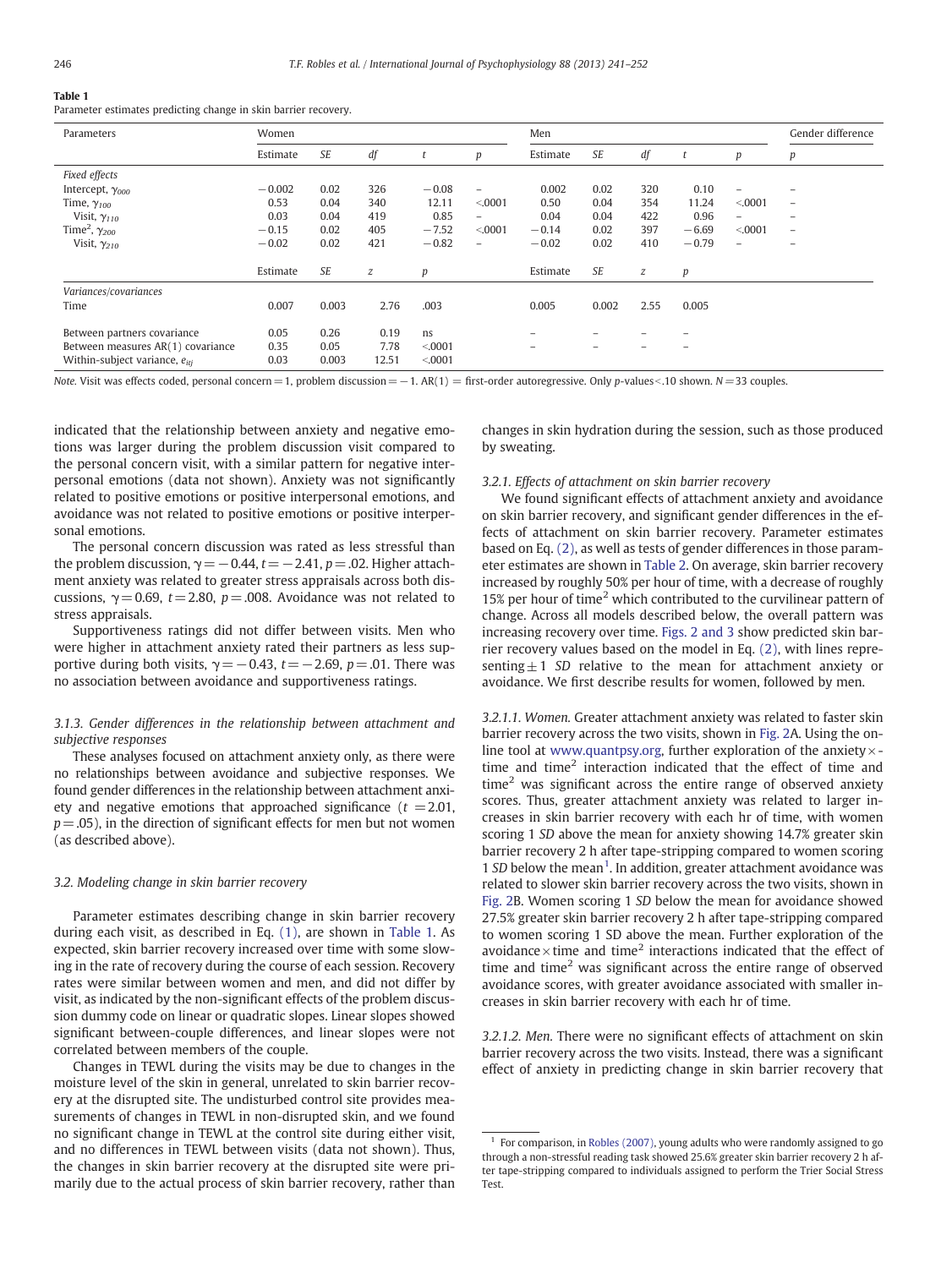**Table 1**
Parameter estimates predicting change in skin barrier recovery.

| Parameters | Women | | | | | Men | | | | | Gender difference |
|---|---|---|---|---|---|---|---|---|---|---|---|
| | Estimate | *SE* | *df* | *t* | *p* | Estimate | *SE* | *df* | *t* | *p* | *p* |
| *Fixed effects* | | | | | | | | | | | |
| Intercept, $\gamma_{000}$ | −0.002 | 0.02 | 326 | −0.08 | – | 0.002 | 0.02 | 320 | 0.10 | – | – |
| Time, $\gamma_{100}$ | 0.53 | 0.04 | 340 | 12.11 | <.0001 | 0.50 | 0.04 | 354 | 11.24 | <.0001 | – |
| Visit, $\gamma_{110}$ | 0.03 | 0.04 | 419 | 0.85 | – | 0.04 | 0.04 | 422 | 0.96 | – | – |
| Time$^2$, $\gamma_{200}$ | −0.15 | 0.02 | 405 | −7.52 | <.0001 | −0.14 | 0.02 | 397 | −6.69 | <.0001 | – |
| Visit, $\gamma_{210}$ | −0.02 | 0.02 | 421 | −0.82 | – | −0.02 | 0.02 | 410 | −0.79 | – | – |
| | Estimate | *SE* | *z* | *p* | | Estimate | *SE* | *z* | *p* | | |
| *Variances/covariances* | | | | | | | | | | | |
| Time | 0.007 | 0.003 | 2.76 | .003 | | 0.005 | 0.002 | 2.55 | 0.005 | | |
| Between partners covariance | 0.05 | 0.26 | 0.19 | ns | | – | – | – | – | | |
| Between measures AR(1) covariance | 0.35 | 0.05 | 7.78 | <.0001 | | – | – | – | – | | |
| Within-subject variance, $e_{itj}$ | 0.03 | 0.003 | 12.51 | <.0001 | | | | | | | |

*Note.* Visit was effects coded, personal concern = 1, problem discussion = −1. AR(1) = first-order autoregressive. Only *p*-values < .10 shown. *N* = 33 couples.

indicated that the relationship between anxiety and negative emotions was larger during the problem discussion visit compared to the personal concern visit, with a similar pattern for negative interpersonal emotions (data not shown). Anxiety was not significantly related to positive emotions or positive interpersonal emotions, and avoidance was not related to positive emotions or positive interpersonal emotions.

The personal concern discussion was rated as less stressful than the problem discussion, $\gamma = -0.44$, $t = -2.41$, $p = .02$. Higher attachment anxiety was related to greater stress appraisals across both discussions, $\gamma = 0.69$, $t = 2.80$, $p = .008$. Avoidance was not related to stress appraisals.

Supportiveness ratings did not differ between visits. Men who were higher in attachment anxiety rated their partners as less supportive during both visits, $\gamma = -0.43$, $t = -2.69$, $p = .01$. There was no association between avoidance and supportiveness ratings.

#### 3.1.3. Gender differences in the relationship between attachment and subjective responses

These analyses focused on attachment anxiety only, as there were no relationships between avoidance and subjective responses. We found gender differences in the relationship between attachment anxiety and negative emotions that approached significance ($t = 2.01$, $p = .05$), in the direction of significant effects for men but not women (as described above).

### 3.2. Modeling change in skin barrier recovery

Parameter estimates describing change in skin barrier recovery during each visit, as described in Eq. (1), are shown in Table 1. As expected, skin barrier recovery increased over time with some slowing in the rate of recovery during the course of each session. Recovery rates were similar between women and men, and did not differ by visit, as indicated by the non-significant effects of the problem discussion dummy code on linear or quadratic slopes. Linear slopes showed significant between-couple differences, and linear slopes were not correlated between members of the couple.

Changes in TEWL during the visits may be due to changes in the moisture level of the skin in general, unrelated to skin barrier recovery at the disrupted site. The undisturbed control site provides measurements of changes in TEWL in non-disrupted skin, and we found no significant change in TEWL at the control site during either visit, and no differences in TEWL between visits (data not shown). Thus, the changes in skin barrier recovery at the disrupted site were primarily due to the actual process of skin barrier recovery, rather than changes in skin hydration during the session, such as those produced by sweating.

#### 3.2.1. Effects of attachment on skin barrier recovery

We found significant effects of attachment anxiety and avoidance on skin barrier recovery, and significant gender differences in the effects of attachment on skin barrier recovery. Parameter estimates based on Eq. (2), as well as tests of gender differences in those parameter estimates are shown in Table 2. On average, skin barrier recovery increased by roughly 50% per hour of time, with a decrease of roughly 15% per hour of time$^2$ which contributed to the curvilinear pattern of change. Across all models described below, the overall pattern was increasing recovery over time. Figs. 2 and 3 show predicted skin barrier recovery values based on the model in Eq. (2), with lines representing ± 1 *SD* relative to the mean for attachment anxiety or avoidance. We first describe results for women, followed by men.

##### 3.2.1.1. Women.

Greater attachment anxiety was related to faster skin barrier recovery across the two visits, shown in Fig. 2A. Using the online tool at www.quantpsy.org, further exploration of the anxiety × time and time$^2$ interaction indicated that the effect of time and time$^2$ was significant across the entire range of observed anxiety scores. Thus, greater attachment anxiety was related to larger increases in skin barrier recovery with each hr of time, with women scoring 1 *SD* above the mean for anxiety showing 14.7% greater skin barrier recovery 2 h after tape-stripping compared to women scoring 1 *SD* below the mean[1]. In addition, greater attachment avoidance was related to slower skin barrier recovery across the two visits, shown in Fig. 2B. Women scoring 1 *SD* below the mean for avoidance showed 27.5% greater skin barrier recovery 2 h after tape-stripping compared to women scoring 1 SD above the mean. Further exploration of the avoidance × time and time$^2$ interactions indicated that the effect of time and time$^2$ was significant across the entire range of observed avoidance scores, with greater avoidance associated with smaller increases in skin barrier recovery with each hr of time.

##### 3.2.1.2. Men.

There were no significant effects of attachment on skin barrier recovery across the two visits. Instead, there was a significant effect of anxiety in predicting change in skin barrier recovery that

[1] For comparison, in Robles (2007), young adults who were randomly assigned to go through a non-stressful reading task showed 25.6% greater skin barrier recovery 2 h after tape-stripping compared to individuals assigned to perform the Trier Social Stress Test.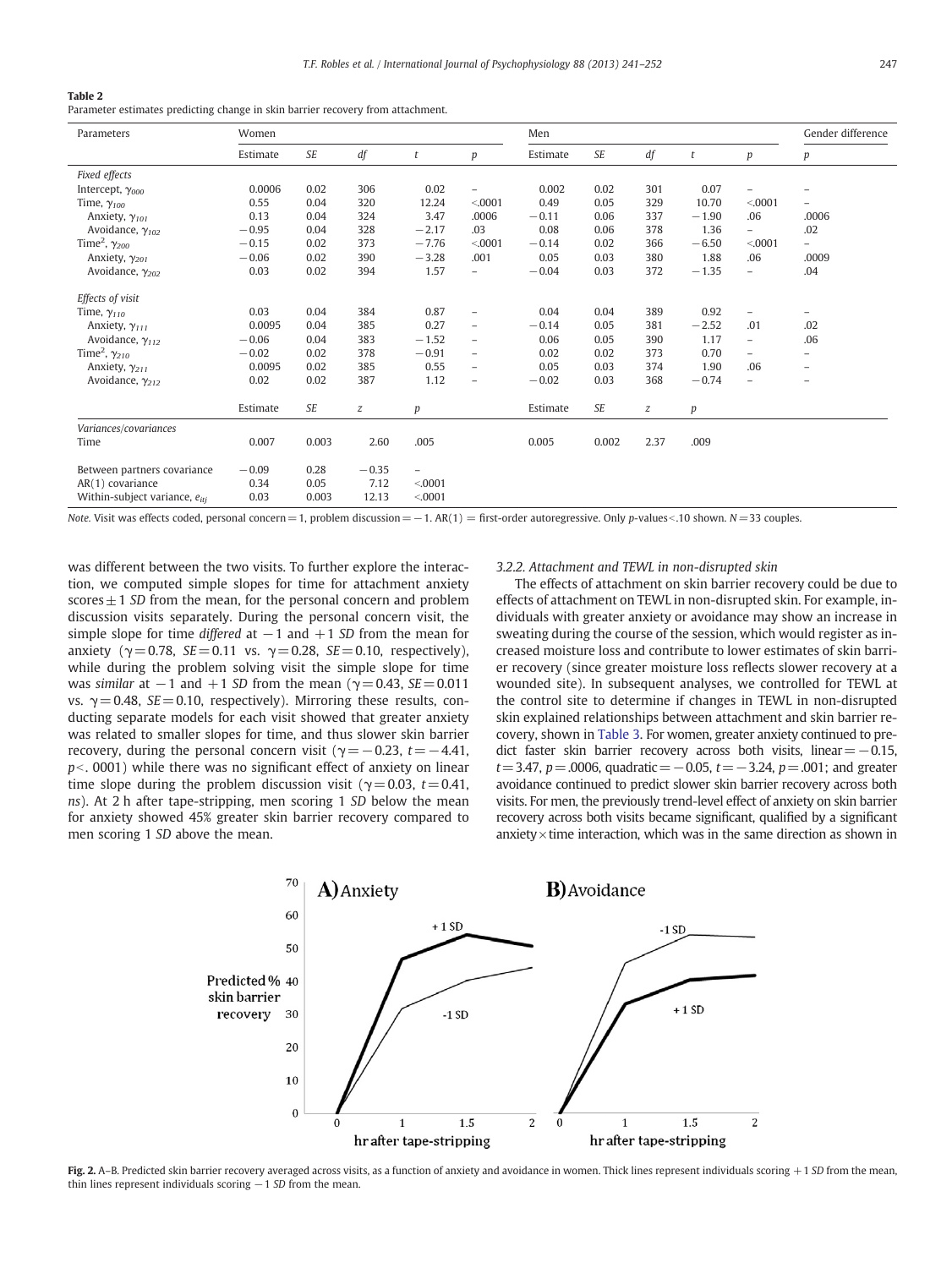**Table 2**
Parameter estimates predicting change in skin barrier recovery from attachment.

| Parameters | Women | | | | | Men | | | | | Gender difference |
|---|---|---|---|---|---|---|---|---|---|---|---|
| | Estimate | *SE* | *df* | *t* | *p* | Estimate | *SE* | *df* | *t* | *p* | *p* |
| *Fixed effects* | | | | | | | | | | | |
| Intercept, $\gamma_{000}$ | 0.0006 | 0.02 | 306 | 0.02 | – | 0.002 | 0.02 | 301 | 0.07 | – | – |
| Time, $\gamma_{100}$ | 0.55 | 0.04 | 320 | 12.24 | <.0001 | 0.49 | 0.05 | 329 | 10.70 | <.0001 | – |
| Anxiety, $\gamma_{101}$ | 0.13 | 0.04 | 324 | 3.47 | .0006 | −0.11 | 0.06 | 337 | −1.90 | .06 | .0006 |
| Avoidance, $\gamma_{102}$ | −0.95 | 0.04 | 328 | −2.17 | .03 | 0.08 | 0.06 | 378 | 1.36 | – | .02 |
| Time$^2$, $\gamma_{200}$ | −0.15 | 0.02 | 373 | −7.76 | <.0001 | −0.14 | 0.02 | 366 | −6.50 | <.0001 | – |
| Anxiety, $\gamma_{201}$ | −0.06 | 0.02 | 390 | −3.28 | .001 | 0.05 | 0.03 | 380 | 1.88 | .06 | .0009 |
| Avoidance, $\gamma_{202}$ | 0.03 | 0.02 | 394 | 1.57 | – | −0.04 | 0.03 | 372 | −1.35 | – | .04 |
| *Effects of visit* | | | | | | | | | | | |
| Time, $\gamma_{110}$ | 0.03 | 0.04 | 384 | 0.87 | – | 0.04 | 0.04 | 389 | 0.92 | – | – |
| Anxiety, $\gamma_{111}$ | 0.0095 | 0.04 | 385 | 0.27 | – | −0.14 | 0.05 | 381 | −2.52 | .01 | .02 |
| Avoidance, $\gamma_{112}$ | −0.06 | 0.04 | 383 | −1.52 | – | 0.06 | 0.05 | 390 | 1.17 | – | .06 |
| Time$^2$, $\gamma_{210}$ | −0.02 | 0.02 | 378 | −0.91 | – | 0.02 | 0.02 | 373 | 0.70 | – | – |
| Anxiety, $\gamma_{211}$ | 0.0095 | 0.02 | 385 | 0.55 | – | 0.05 | 0.03 | 374 | 1.90 | .06 | – |
| Avoidance, $\gamma_{212}$ | 0.02 | 0.02 | 387 | 1.12 | – | −0.02 | 0.03 | 368 | −0.74 | – | – |
| | Estimate | *SE* | *z* | *p* | | Estimate | *SE* | *z* | *p* | | |
| *Variances/covariances* | | | | | | | | | | | |
| Time | 0.007 | 0.003 | 2.60 | .005 | | 0.005 | 0.002 | 2.37 | .009 | | |
| Between partners covariance | −0.09 | 0.28 | −0.35 | – | | | | | | | |
| AR(1) covariance | 0.34 | 0.05 | 7.12 | <.0001 | | | | | | | |
| Within-subject variance, $e_{itj}$ | 0.03 | 0.003 | 12.13 | <.0001 | | | | | | | |

*Note.* Visit was effects coded, personal concern = 1, problem discussion = −1. AR(1) = first-order autoregressive. Only *p*-values<.10 shown. *N* = 33 couples.

was different between the two visits. To further explore the interaction, we computed simple slopes for time for attachment anxiety scores ± 1 *SD* from the mean, for the personal concern and problem discussion visits separately. During the personal concern visit, the simple slope for time *differed* at −1 and +1 *SD* from the mean for anxiety ($\gamma = 0.78$, $SE = 0.11$ vs. $\gamma = 0.28$, $SE = 0.10$, respectively), while during the problem solving visit the simple slope for time was *similar* at −1 and +1 *SD* from the mean ($\gamma = 0.43$, $SE = 0.011$ vs. $\gamma = 0.48$, $SE = 0.10$, respectively). Mirroring these results, conducting separate models for each visit showed that greater anxiety was related to smaller slopes for time, and thus slower skin barrier recovery, during the personal concern visit ($\gamma = -0.23$, $t = -4.41$, $p <. 0001$) while there was no significant effect of anxiety on linear time slope during the problem discussion visit ($\gamma = 0.03$, $t = 0.41$, *ns*). At 2 h after tape-stripping, men scoring 1 *SD* below the mean for anxiety showed 45% greater skin barrier recovery compared to men scoring 1 *SD* above the mean.

#### 3.2.2. Attachment and TEWL in non-disrupted skin

The effects of attachment on skin barrier recovery could be due to effects of attachment on TEWL in non-disrupted skin. For example, individuals with greater anxiety or avoidance may show an increase in sweating during the course of the session, which would register as increased moisture loss and contribute to lower estimates of skin barrier recovery (since greater moisture loss reflects slower recovery at a wounded site). In subsequent analyses, we controlled for TEWL at the control site to determine if changes in TEWL in non-disrupted skin explained relationships between attachment and skin barrier recovery, shown in Table 3. For women, greater anxiety continued to predict faster skin barrier recovery across both visits, linear = −0.15, $t = 3.47$, $p = .0006$, quadratic = −0.05, $t = -3.24$, $p = .001$; and greater avoidance continued to predict slower skin barrier recovery across both visits. For men, the previously trend-level effect of anxiety on skin barrier recovery across both visits became significant, qualified by a significant anxiety × time interaction, which was in the same direction as shown in

A) Anxiety
B) Avoidance
Predicted % skin barrier recovery
70
60
50
40
30
20
10
0
+1 SD
-1 SD
-1 SD
+1 SD
0
1
1.5
2
hr after tape-stripping
0
1
1.5
2
hr after tape-stripping

**Fig. 2.** A–B. Predicted skin barrier recovery averaged across visits, as a function of anxiety and avoidance in women. Thick lines represent individuals scoring +1 *SD* from the mean, thin lines represent individuals scoring −1 *SD* from the mean.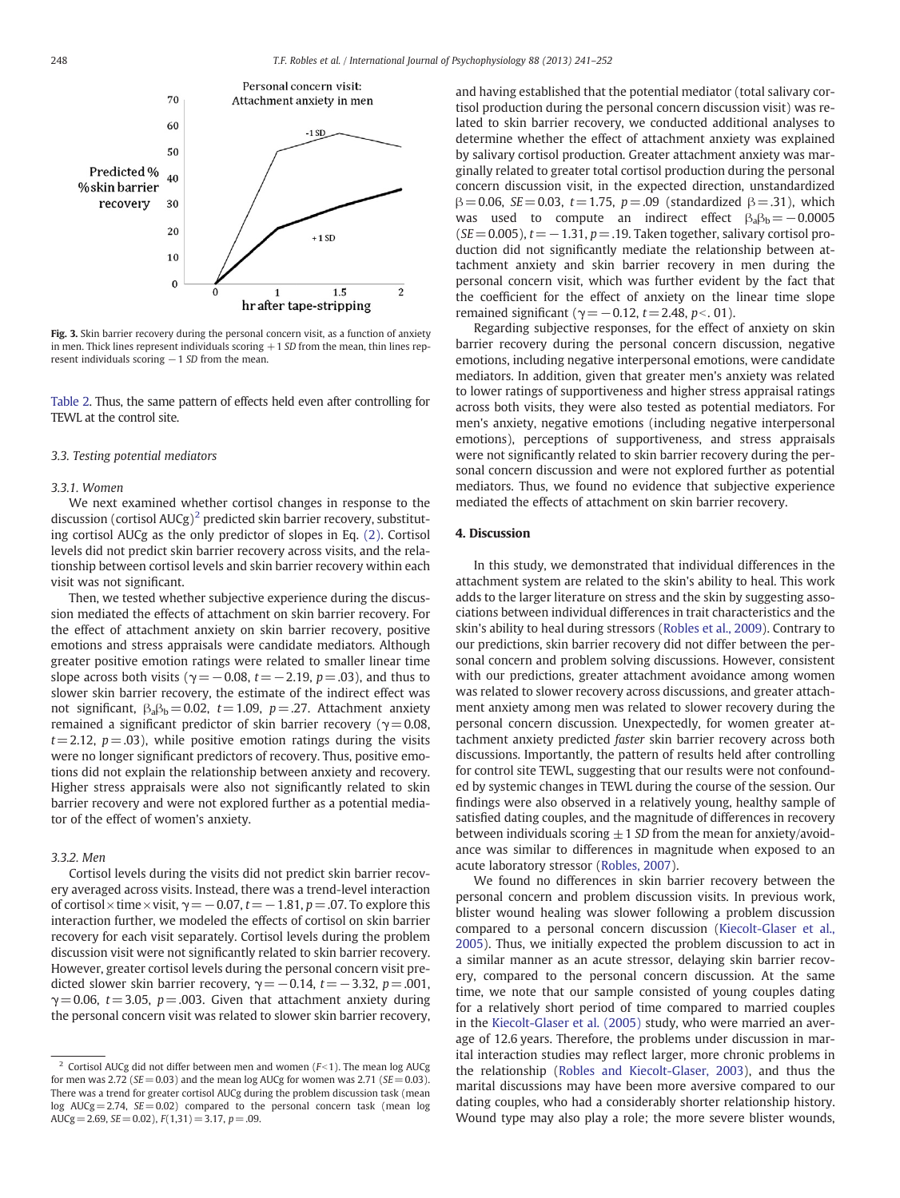Personal concern visit:
Attachment anxiety in men

Predicted % %skin barrier recovery

70
60
50
40
30
20
10
0

-1 SD
+1 SD

0
1
1.5
2
hr after tape-stripping

**Fig. 3.** Skin barrier recovery during the personal concern visit, as a function of anxiety in men. Thick lines represent individuals scoring + 1 *SD* from the mean, thin lines represent individuals scoring − 1 *SD* from the mean.

Table 2. Thus, the same pattern of effects held even after controlling for TEWL at the control site.

### 3.3. Testing potential mediators

#### 3.3.1. Women

We next examined whether cortisol changes in response to the discussion (cortisol AUCg)[2] predicted skin barrier recovery, substituting cortisol AUCg as the only predictor of slopes in Eq. (2). Cortisol levels did not predict skin barrier recovery across visits, and the relationship between cortisol levels and skin barrier recovery within each visit was not significant.

Then, we tested whether subjective experience during the discussion mediated the effects of attachment on skin barrier recovery. For the effect of attachment anxiety on skin barrier recovery, positive emotions and stress appraisals were candidate mediators. Although greater positive emotion ratings were related to smaller linear time slope across both visits ($\gamma = -0.08$, $t = -2.19$, $p = .03$), and thus to slower skin barrier recovery, the estimate of the indirect effect was not significant, $\beta_a\beta_b = 0.02$, $t = 1.09$, $p = .27$. Attachment anxiety remained a significant predictor of skin barrier recovery ($\gamma = 0.08$, $t = 2.12$, $p = .03$), while positive emotion ratings during the visits were no longer significant predictors of recovery. Thus, positive emotions did not explain the relationship between anxiety and recovery. Higher stress appraisals were also not significantly related to skin barrier recovery and were not explored further as a potential mediator of the effect of women's anxiety.

#### 3.3.2. Men

Cortisol levels during the visits did not predict skin barrier recovery averaged across visits. Instead, there was a trend-level interaction of cortisol × time × visit, $\gamma = -0.07$, $t = -1.81$, $p = .07$. To explore this interaction further, we modeled the effects of cortisol on skin barrier recovery for each visit separately. Cortisol levels during the problem discussion visit were not significantly related to skin barrier recovery. However, greater cortisol levels during the personal concern visit predicted slower skin barrier recovery, $\gamma = -0.14$, $t = -3.32$, $p = .001$, $\gamma = 0.06$, $t = 3.05$, $p = .003$. Given that attachment anxiety during the personal concern visit was related to slower skin barrier recovery, and having established that the potential mediator (total salivary cortisol production during the personal concern discussion visit) was related to skin barrier recovery, we conducted additional analyses to determine whether the effect of attachment anxiety was explained by salivary cortisol production. Greater attachment anxiety was marginally related to greater total cortisol production during the personal concern discussion visit, in the expected direction, unstandardized $\beta = 0.06$, $SE = 0.03$, $t = 1.75$, $p = .09$ (standardized $\beta = .31$), which was used to compute an indirect effect $\beta_a\beta_b = -0.0005$ ($SE = 0.005$), $t = -1.31$, $p = .19$. Taken together, salivary cortisol production did not significantly mediate the relationship between attachment anxiety and skin barrier recovery in men during the personal concern visit, which was further evident by the fact that the coefficient for the effect of anxiety on the linear time slope remained significant ($\gamma = -0.12$, $t = 2.48$, $p < .01$).

Regarding subjective responses, for the effect of anxiety on skin barrier recovery during the personal concern discussion, negative emotions, including negative interpersonal emotions, were candidate mediators. In addition, given that greater men's anxiety was related to lower ratings of supportiveness and higher stress appraisal ratings across both visits, they were also tested as potential mediators. For men's anxiety, negative emotions (including negative interpersonal emotions), perceptions of supportiveness, and stress appraisals were not significantly related to skin barrier recovery during the personal concern discussion and were not explored further as potential mediators. Thus, we found no evidence that subjective experience mediated the effects of attachment on skin barrier recovery.

## 4. Discussion

In this study, we demonstrated that individual differences in the attachment system are related to the skin's ability to heal. This work adds to the larger literature on stress and the skin by suggesting associations between individual differences in trait characteristics and the skin's ability to heal during stressors (Robles et al., 2009). Contrary to our predictions, skin barrier recovery did not differ between the personal concern and problem solving discussions. However, consistent with our predictions, greater attachment avoidance among women was related to slower recovery across discussions, and greater attachment anxiety among men was related to slower recovery during the personal concern discussion. Unexpectedly, for women greater attachment anxiety predicted *faster* skin barrier recovery across both discussions. Importantly, the pattern of results held after controlling for control site TEWL, suggesting that our results were not confounded by systemic changes in TEWL during the course of the session. Our findings were also observed in a relatively young, healthy sample of satisfied dating couples, and the magnitude of differences in recovery between individuals scoring ± 1 *SD* from the mean for anxiety/avoidance was similar to differences in magnitude when exposed to an acute laboratory stressor (Robles, 2007).

We found no differences in skin barrier recovery between the personal concern and problem discussion visits. In previous work, blister wound healing was slower following a problem discussion compared to a personal concern discussion (Kiecolt-Glaser et al., 2005). Thus, we initially expected the problem discussion to act in a similar manner as an acute stressor, delaying skin barrier recovery, compared to the personal concern discussion. At the same time, we note that our sample consisted of young couples dating for a relatively short period of time compared to married couples in the Kiecolt-Glaser et al. (2005) study, who were married an average of 12.6 years. Therefore, the problems under discussion in marital interaction studies may reflect larger, more chronic problems in the relationship (Robles and Kiecolt-Glaser, 2003), and thus the marital discussions may have been more aversive compared to our dating couples, who had a considerably shorter relationship history. Wound type may also play a role; the more severe blister wounds,

[2] Cortisol AUCg did not differ between men and women ($F < 1$). The mean log AUCg for men was 2.72 ($SE = 0.03$) and the mean log AUCg for women was 2.71 ($SE = 0.03$). There was a trend for greater cortisol AUCg during the problem discussion task (mean log AUCg = 2.74, $SE = 0.02$) compared to the personal concern task (mean log AUCg = 2.69, $SE = 0.02$), $F(1,31) = 3.17$, $p = .09$.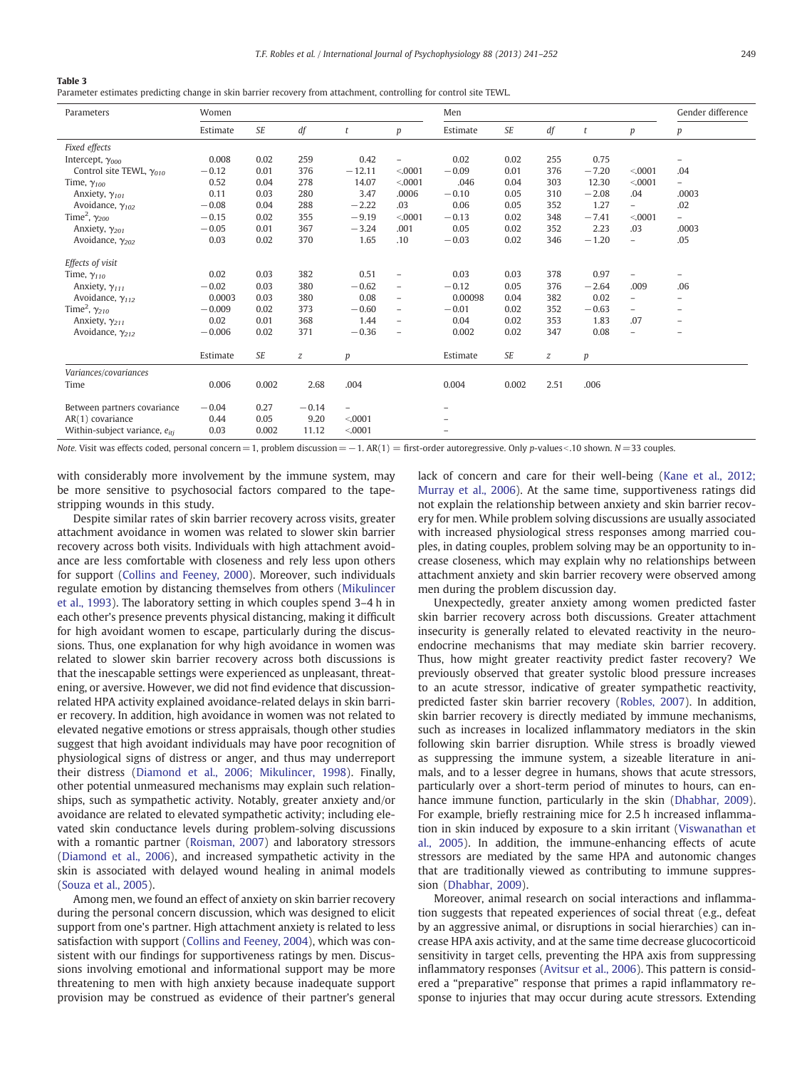**Table 3**
Parameter estimates predicting change in skin barrier recovery from attachment, controlling for control site TEWL.

| Parameters | Women | | | | | Men | | | | | Gender difference |
|---|---|---|---|---|---|---|---|---|---|---|---|
| | Estimate | SE | df | t | p | Estimate | SE | df | t | p | p |
| *Fixed effects* | | | | | | | | | | | |
| Intercept, $\gamma_{000}$ | 0.008 | 0.02 | 259 | 0.42 | – | 0.02 | 0.02 | 255 | 0.75 | | – |
| Control site TEWL, $\gamma_{010}$ | −0.12 | 0.01 | 376 | −12.11 | <.0001 | −0.09 | 0.01 | 376 | −7.20 | <.0001 | .04 |
| Time, $\gamma_{100}$ | 0.52 | 0.04 | 278 | 14.07 | <.0001 | .046 | 0.04 | 303 | 12.30 | <.0001 | – |
| Anxiety, $\gamma_{101}$ | 0.11 | 0.03 | 280 | 3.47 | .0006 | −0.10 | 0.05 | 310 | −2.08 | .04 | .0003 |
| Avoidance, $\gamma_{102}$ | −0.08 | 0.04 | 288 | −2.22 | .03 | 0.06 | 0.05 | 352 | 1.27 | – | .02 |
| Time², $\gamma_{200}$ | −0.15 | 0.02 | 355 | −9.19 | <.0001 | −0.13 | 0.02 | 348 | −7.41 | <.0001 | – |
| Anxiety, $\gamma_{201}$ | −0.05 | 0.01 | 367 | −3.24 | .001 | 0.05 | 0.02 | 352 | 2.23 | .03 | .0003 |
| Avoidance, $\gamma_{202}$ | 0.03 | 0.02 | 370 | 1.65 | .10 | −0.03 | 0.02 | 346 | −1.20 | – | .05 |
| *Effects of visit* | | | | | | | | | | | |
| Time, $\gamma_{110}$ | 0.02 | 0.03 | 382 | 0.51 | – | 0.03 | 0.03 | 378 | 0.97 | – | – |
| Anxiety, $\gamma_{111}$ | −0.02 | 0.03 | 380 | −0.62 | – | −0.12 | 0.05 | 376 | −2.64 | .009 | .06 |
| Avoidance, $\gamma_{112}$ | 0.0003 | 0.03 | 380 | 0.08 | – | 0.00098 | 0.04 | 382 | 0.02 | – | – |
| Time², $\gamma_{210}$ | −0.009 | 0.02 | 373 | −0.60 | – | −0.01 | 0.02 | 352 | −0.63 | – | – |
| Anxiety, $\gamma_{211}$ | 0.02 | 0.01 | 368 | 1.44 | – | 0.04 | 0.02 | 353 | 1.83 | .07 | – |
| Avoidance, $\gamma_{212}$ | −0.006 | 0.02 | 371 | −0.36 | – | 0.002 | 0.02 | 347 | 0.08 | – | – |
| | Estimate | SE | z | p | | Estimate | SE | z | p | | |
| *Variances/covariances* | | | | | | | | | | | |
| Time | 0.006 | 0.002 | 2.68 | .004 | | 0.004 | 0.002 | 2.51 | .006 | | |
| Between partners covariance | −0.04 | 0.27 | −0.14 | – | | – | | | | | |
| AR(1) covariance | 0.44 | 0.05 | 9.20 | <.0001 | | – | | | | | |
| Within-subject variance, $e_{itj}$ | 0.03 | 0.002 | 11.12 | <.0001 | | – | | | | | |

*Note.* Visit was effects coded, personal concern = 1, problem discussion = −1. AR(1) = first-order autoregressive. Only p-values <.10 shown. N = 33 couples.

with considerably more involvement by the immune system, may be more sensitive to psychosocial factors compared to the tape-stripping wounds in this study.

Despite similar rates of skin barrier recovery across visits, greater attachment avoidance in women was related to slower skin barrier recovery across both visits. Individuals with high attachment avoidance are less comfortable with closeness and rely less upon others for support (Collins and Feeney, 2000). Moreover, such individuals regulate emotion by distancing themselves from others (Mikulincer et al., 1993). The laboratory setting in which couples spend 3–4 h in each other's presence prevents physical distancing, making it difficult for high avoidant women to escape, particularly during the discussions. Thus, one explanation for why high avoidance in women was related to slower skin barrier recovery across both discussions is that the inescapable settings were experienced as unpleasant, threatening, or aversive. However, we did not find evidence that discussion-related HPA activity explained avoidance-related delays in skin barrier recovery. In addition, high avoidance in women was not related to elevated negative emotions or stress appraisals, though other studies suggest that high avoidant individuals may have poor recognition of physiological signs of distress or anger, and thus may underreport their distress (Diamond et al., 2006; Mikulincer, 1998). Finally, other potential unmeasured mechanisms may explain such relationships, such as sympathetic activity. Notably, greater anxiety and/or avoidance are related to elevated sympathetic activity; including elevated skin conductance levels during problem-solving discussions with a romantic partner (Roisman, 2007) and laboratory stressors (Diamond et al., 2006), and increased sympathetic activity in the skin is associated with delayed wound healing in animal models (Souza et al., 2005).

Among men, we found an effect of anxiety on skin barrier recovery during the personal concern discussion, which was designed to elicit support from one's partner. High attachment anxiety is related to less satisfaction with support (Collins and Feeney, 2004), which was consistent with our findings for supportiveness ratings by men. Discussions involving emotional and informational support may be more threatening to men with high anxiety because inadequate support provision may be construed as evidence of their partner's general lack of concern and care for their well-being (Kane et al., 2012; Murray et al., 2006). At the same time, supportiveness ratings did not explain the relationship between anxiety and skin barrier recovery for men. While problem solving discussions are usually associated with increased physiological stress responses among married couples, in dating couples, problem solving may be an opportunity to increase closeness, which may explain why no relationships between attachment anxiety and skin barrier recovery were observed among men during the problem discussion day.

Unexpectedly, greater anxiety among women predicted faster skin barrier recovery across both discussions. Greater attachment insecurity is generally related to elevated reactivity in the neuroendocrine mechanisms that may mediate skin barrier recovery. Thus, how might greater reactivity predict faster recovery? We previously observed that greater systolic blood pressure increases to an acute stressor, indicative of greater sympathetic reactivity, predicted faster skin barrier recovery (Robles, 2007). In addition, skin barrier recovery is directly mediated by immune mechanisms, such as increases in localized inflammatory mediators in the skin following skin barrier disruption. While stress is broadly viewed as suppressing the immune system, a sizeable literature in animals, and to a lesser degree in humans, shows that acute stressors, particularly over a short-term period of minutes to hours, can enhance immune function, particularly in the skin (Dhabhar, 2009). For example, briefly restraining mice for 2.5 h increased inflammation in skin induced by exposure to a skin irritant (Viswanathan et al., 2005). In addition, the immune-enhancing effects of acute stressors are mediated by the same HPA and autonomic changes that are traditionally viewed as contributing to immune suppression (Dhabhar, 2009).

Moreover, animal research on social interactions and inflammation suggests that repeated experiences of social threat (e.g., defeat by an aggressive animal, or disruptions in social hierarchies) can increase HPA axis activity, and at the same time decrease glucocorticoid sensitivity in target cells, preventing the HPA axis from suppressing inflammatory responses (Avitsur et al., 2006). This pattern is considered a "preparative" response that primes a rapid inflammatory response to injuries that may occur during acute stressors. Extending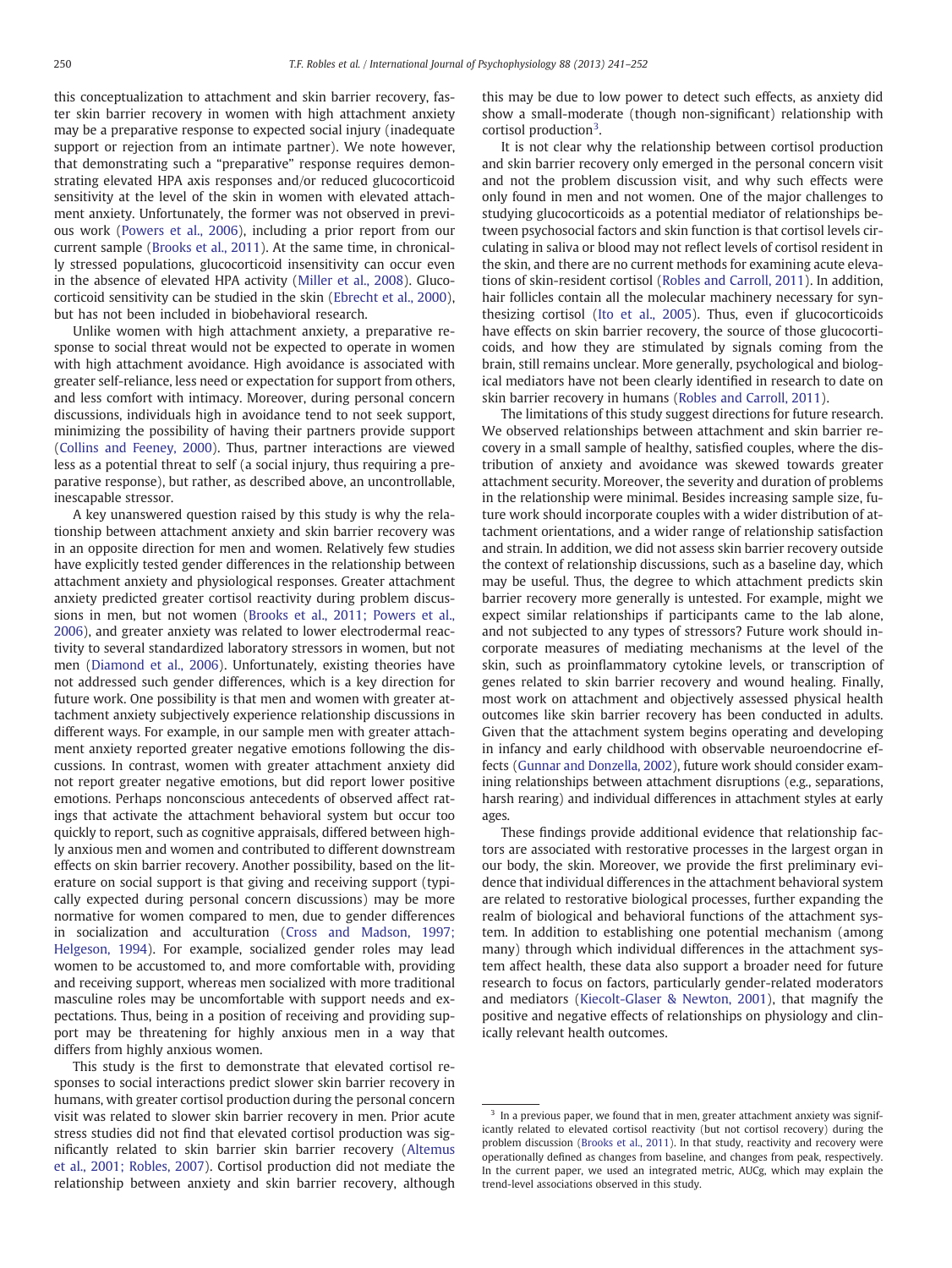this conceptualization to attachment and skin barrier recovery, faster skin barrier recovery in women with high attachment anxiety may be a preparative response to expected social injury (inadequate support or rejection from an intimate partner). We note however, that demonstrating such a "preparative" response requires demonstrating elevated HPA axis responses and/or reduced glucocorticoid sensitivity at the level of the skin in women with elevated attachment anxiety. Unfortunately, the former was not observed in previous work (Powers et al., 2006), including a prior report from our current sample (Brooks et al., 2011). At the same time, in chronically stressed populations, glucocorticoid insensitivity can occur even in the absence of elevated HPA activity (Miller et al., 2008). Glucocorticoid sensitivity can be studied in the skin (Ebrecht et al., 2000), but has not been included in biobehavioral research.

Unlike women with high attachment anxiety, a preparative response to social threat would not be expected to operate in women with high attachment avoidance. High avoidance is associated with greater self-reliance, less need or expectation for support from others, and less comfort with intimacy. Moreover, during personal concern discussions, individuals high in avoidance tend to not seek support, minimizing the possibility of having their partners provide support (Collins and Feeney, 2000). Thus, partner interactions are viewed less as a potential threat to self (a social injury, thus requiring a preparative response), but rather, as described above, an uncontrollable, inescapable stressor.

A key unanswered question raised by this study is why the relationship between attachment anxiety and skin barrier recovery was in an opposite direction for men and women. Relatively few studies have explicitly tested gender differences in the relationship between attachment anxiety and physiological responses. Greater attachment anxiety predicted greater cortisol reactivity during problem discussions in men, but not women (Brooks et al., 2011; Powers et al., 2006), and greater anxiety was related to lower electrodermal reactivity to several standardized laboratory stressors in women, but not men (Diamond et al., 2006). Unfortunately, existing theories have not addressed such gender differences, which is a key direction for future work. One possibility is that men and women with greater attachment anxiety subjectively experience relationship discussions in different ways. For example, in our sample men with greater attachment anxiety reported greater negative emotions following the discussions. In contrast, women with greater attachment anxiety did not report greater negative emotions, but did report lower positive emotions. Perhaps nonconscious antecedents of observed affect ratings that activate the attachment behavioral system but occur too quickly to report, such as cognitive appraisals, differed between highly anxious men and women and contributed to different downstream effects on skin barrier recovery. Another possibility, based on the literature on social support is that giving and receiving support (typically expected during personal concern discussions) may be more normative for women compared to men, due to gender differences in socialization and acculturation (Cross and Madson, 1997; Helgeson, 1994). For example, socialized gender roles may lead women to be accustomed to, and more comfortable with, providing and receiving support, whereas men socialized with more traditional masculine roles may be uncomfortable with support needs and expectations. Thus, being in a position of receiving and providing support may be threatening for highly anxious men in a way that differs from highly anxious women.

This study is the first to demonstrate that elevated cortisol responses to social interactions predict slower skin barrier recovery in humans, with greater cortisol production during the personal concern visit was related to slower skin barrier recovery in men. Prior acute stress studies did not find that elevated cortisol production was significantly related to skin barrier skin barrier recovery (Altemus et al., 2001; Robles, 2007). Cortisol production did not mediate the relationship between anxiety and skin barrier recovery, although this may be due to low power to detect such effects, as anxiety did show a small-moderate (though non-significant) relationship with cortisol production[3].

It is not clear why the relationship between cortisol production and skin barrier recovery only emerged in the personal concern visit and not the problem discussion visit, and why such effects were only found in men and not women. One of the major challenges to studying glucocorticoids as a potential mediator of relationships between psychosocial factors and skin function is that cortisol levels circulating in saliva or blood may not reflect levels of cortisol resident in the skin, and there are no current methods for examining acute elevations of skin-resident cortisol (Robles and Carroll, 2011). In addition, hair follicles contain all the molecular machinery necessary for synthesizing cortisol (Ito et al., 2005). Thus, even if glucocorticoids have effects on skin barrier recovery, the source of those glucocorticoids, and how they are stimulated by signals coming from the brain, still remains unclear. More generally, psychological and biological mediators have not been clearly identified in research to date on skin barrier recovery in humans (Robles and Carroll, 2011).

The limitations of this study suggest directions for future research. We observed relationships between attachment and skin barrier recovery in a small sample of healthy, satisfied couples, where the distribution of anxiety and avoidance was skewed towards greater attachment security. Moreover, the severity and duration of problems in the relationship were minimal. Besides increasing sample size, future work should incorporate couples with a wider distribution of attachment orientations, and a wider range of relationship satisfaction and strain. In addition, we did not assess skin barrier recovery outside the context of relationship discussions, such as a baseline day, which may be useful. Thus, the degree to which attachment predicts skin barrier recovery more generally is untested. For example, might we expect similar relationships if participants came to the lab alone, and not subjected to any types of stressors? Future work should incorporate measures of mediating mechanisms at the level of the skin, such as proinflammatory cytokine levels, or transcription of genes related to skin barrier recovery and wound healing. Finally, most work on attachment and objectively assessed physical health outcomes like skin barrier recovery has been conducted in adults. Given that the attachment system begins operating and developing in infancy and early childhood with observable neuroendocrine effects (Gunnar and Donzella, 2002), future work should consider examining relationships between attachment disruptions (e.g., separations, harsh rearing) and individual differences in attachment styles at early ages.

These findings provide additional evidence that relationship factors are associated with restorative processes in the largest organ in our body, the skin. Moreover, we provide the first preliminary evidence that individual differences in the attachment behavioral system are related to restorative biological processes, further expanding the realm of biological and behavioral functions of the attachment system. In addition to establishing one potential mechanism (among many) through which individual differences in the attachment system affect health, these data also support a broader need for future research to focus on factors, particularly gender-related moderators and mediators (Kiecolt-Glaser & Newton, 2001), that magnify the positive and negative effects of relationships on physiology and clinically relevant health outcomes.

[3] In a previous paper, we found that in men, greater attachment anxiety was significantly related to elevated cortisol reactivity (but not cortisol recovery) during the problem discussion (Brooks et al., 2011). In that study, reactivity and recovery were operationally defined as changes from baseline, and changes from peak, respectively. In the current paper, we used an integrated metric, AUCg, which may explain the trend-level associations observed in this study.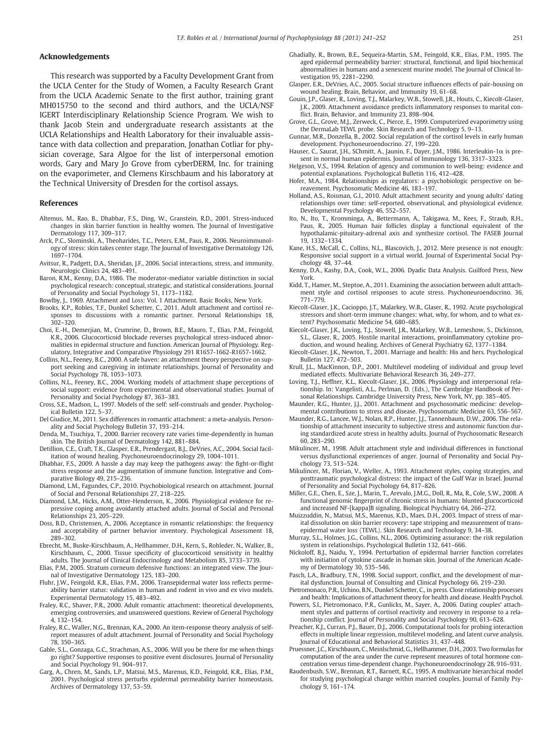## Acknowledgements

This research was supported by a Faculty Development Grant from the UCLA Center for the Study of Women, a Faculty Research Grant from the UCLA Academic Senate to the first author, training grant MH015750 to the second and third authors, and the UCLA/NSF IGERT Interdisciplinary Relationship Science Program. We wish to thank Jacob Stein and undergraduate research assistants at the UCLA Relationships and Health Laboratory for their invaluable assistance with data collection and preparation, Jonathan Cotliar for physician coverage, Sara Algoe for the list of interpersonal emotion words, Gary and Mary Jo Grove from cyberDERM, Inc. for training on the evaporimeter, and Clemens Kirschbaum and his laboratory at the Technical University of Dresden for the cortisol assays.

## References

Altemus, M., Rao, B., Dhabhar, F.S., Ding, W., Granstein, R.D., 2001. Stress-induced changes in skin barrier function in healthy women. The Journal of Investigative Dermatology 117, 309–317.

Arck, P.C., Slominski, A., Theoharides, T.C., Peters, E.M., Paus, R., 2006. Neuroimmunology of stress: skin takes center stage. The Journal of Investigative Dermatology 126, 1697–1704.

Avitsur, R., Padgett, D.A., Sheridan, J.F., 2006. Social interactions, stress, and immunity. Neurologic Clinics 24, 483–491.

Baron, R.M., Kenny, D.A., 1986. The moderator-mediator variable distinction in social psychological research: conceptual, strategic, and statistical considerations. Journal of Personality and Social Psychology 51, 1173–1182.

Bowlby, J., 1969. Attachment and Loss: Vol. 1 Attachment. Basic Books, New York.

Brooks, K.P., Robles, T.F., Dunkel Schetter, C., 2011. Adult attachment and cortisol responses to discussions with a romantic partner. Personal Relationships 18, 302–320.

Choi, E.-H., Demerjian, M., Crumrine, D., Brown, B.E., Mauro, T., Elias, P.M., Feingold, K.R., 2006. Glucocorticoid blockade reverses psychological stress-induced abnormalities in epidermal structure and function. American Journal of Physiology. Regulatory, Integrative and Comparative Physiology 291 R1657-1662-R1657-1662.

Collins, N.L., Feeney, B.C., 2000. A safe haven: an attachment theory perspective on support seeking and caregiving in intimate relationships. Journal of Personality and Social Psychology 78, 1053–1073.

Collins, N.L., Feeney, B.C., 2004. Working models of attachment shape perceptions of social support: evidence from experimental and observational studies. Journal of Personality and Social Psychology 87, 363–383.

Cross, S.E., Madson, L., 1997. Models of the self: self-construals and gender. Psychological Bulletin 122, 5–37.

Del Giudice, M., 2011. Sex differences in romantic attachment: a meta-analysis. Personality and Social Psychology Bulletin 37, 193–214.

Denda, M., Tsuchiya, T., 2000. Barrier recovery rate varies time-dependently in human skin. The British Journal of Dermatology 142, 881–884.

Detillion, C.E., Craft, T.K., Glasper, E.R., Prendergast, B.J., DeVries, A.C., 2004. Social facilitation of wound healing. Psychoneuroendocrinology 29, 1004–1011.

Dhabhar, F.S., 2009. A hassle a day may keep the pathogens away: the fight-or-flight stress response and the augmentation of immune function. Integrative and Comparative Biology 49, 215–236.

Diamond, L.M., Fagundes, C.P., 2010. Psychobiological research on attachment. Journal of Social and Personal Relationships 27, 218–225.

Diamond, L.M., Hicks, A.M., Otter-Henderson, K., 2006. Physiological evidence for repressive coping among avoidantly attached adults. Journal of Social and Personal Relationships 23, 205–229.

Doss, B.D., Christensen, A., 2006. Acceptance in romantic relationships: the frequency and acceptability of partner behavior inventory. Psychological Assessment 18, 289–302.

Ebrecht, M., Buske-Kirschbaum, A., Hellhammer, D.H., Kern, S., Rohleder, N., Walker, B., Kirschbaum, C., 2000. Tissue specificity of glucocorticoid sensitivity in healthy adults. The Journal of Clinical Endocrinology and Metabolism 85, 3733–3739.

Elias, P.M., 2005. Stratum corneum defensive functions: an integrated view. The Journal of Investigative Dermatology 125, 183–200.

Fluhr, J.W., Feingold, K.R., Elias, P.M., 2006. Transepidermal water loss reflects permeability barrier status: validation in human and rodent in vivo and ex vivo models. Experimental Dermatology 15, 483–492.

Fraley, R.C., Shaver, P.R., 2000. Adult romantic attachment: theoretical developments, emerging controversies, and unanswered questions. Review of General Psychology 4, 132–154.

Fraley, R.C., Waller, N.G., Brennan, K.A., 2000. An item-response theory analysis of self-report measures of adult attachment. Journal of Personality and Social Psychology 78, 350–365.

Gable, S.L., Gonzaga, G.C., Strachman, A.S., 2006. Will you be there for me when things go right? Supportive responses to positive event disclosures. Journal of Personality and Social Psychology 91, 904–917.

Garg, A., Chren, M., Sands, L.P., Matsui, M.S., Marenus, K.D., Feingold, K.R., Elias, P.M., 2001. Psychological stress perturbs epidermal permeability barrier homeostasis. Archives of Dermatology 137, 53–59.

Ghadially, R., Brown, B.E., Sequeira-Martin, S.M., Feingold, K.R., Elias, P.M., 1995. The aged epidermal permeability barrier: structural, functional, and lipid biochemical abnormalities in humans and a senescent murine model. The Journal of Clinical Investigation 95, 2281–2290.

Glasper, E.R., DeVries, A.C., 2005. Social structure influences effects of pair-housing on wound healing. Brain, Behavior, and Immunity 19, 61–68.

Gouin, J.P., Glaser, R., Loving, T.J., Malarkey, W.B., Stowell, J.R., Houts, C., Kiecolt-Glaser, J.K., 2009. Attachment avoidance predicts inflammatory responses to marital conflict. Brain, Behavior, and Immunity 23, 898–904.

Grove, G.L., Grove, M.J., Zerweck, C., Pierce, E., 1999. Computerized evaporimetry using the DermaLab TEWL probe. Skin Research and Technology 5, 9–13.

Gunnar, M.R., Donzella, B., 2002. Social regulation of the cortisol levels in early human development. Psychoneuroendocrino. 27, 199–220.

Hauser, C., Saurat, J.H., SChmitt, A., Jaunin, F., Dayer, J.M., 1986. Interleukin-1α is present in normal human epidermis. Journal of Immunology 136, 3317–3323.

Helgeson, V.S., 1994. Relation of agency and communion to well-being: evidence and potential explanations. Psychological Bulletin 116, 412–428.

Hofer, M.A., 1984. Relationships as regulators: a psychobiologic perspective on bereavement. Psychosomatic Medicine 46, 183–197.

Holland, A.S., Roisman, G.I., 2010. Adult attachment security and young adults' dating relationships over time: self-reported, observational, and physiological evidence. Developmental Psychology 46, 552–557.

Ito, N., Ito, T., Kromminga, A., Bettermann, A., Takigawa, M., Kees, F., Straub, R.H., Paus, R., 2005. Human hair follicles display a functional equivalent of the hypothalamic-pituitary-adrenal axis and synthesize cortisol. The FASEB Journal 19, 1332–1334.

Kane, H.S., McCall, C., Collins, N.L., Blascovich, J., 2012. Mere presence is not enough: Responsive social support in a virtual world. Journal of Experimental Social Psychology 48, 37–44.

Kenny, D.A., Kashy, D.A., Cook, W.L., 2006. Dyadic Data Analysis. Guilford Press, New York.

Kidd, T., Hamer, M., Steptoe, A., 2011. Examining the association between adult atttachment style and cortisol responses to acute stress. Psychoneuroendocrino. 36, 771–779.

Kiecolt-Glaser, J.K., Cacioppo, J.T., Malarkey, W.B., Glaser, R., 1992. Acute psychological stressors and short-term immune changes: what, why, for whom, and to what extent? Psychosomatic Medicine 54, 680–685.

Kiecolt-Glaser, J.K., Loving, T.J., Stowell, J.R., Malarkey, W.B., Lemeshow, S., Dickinson, S.L., Glaser, R., 2005. Hostile marital interactions, proinflammatory cytokine production, and wound healing. Archives of General Psychiatry 62, 1377–1384.

Kiecolt-Glaser, J.K., Newton, T., 2001. Marriage and health: His and hers. Psychological Bulletin 127, 472–503.

Krull, J.L., MacKinnon, D.P., 2001. Multilevel modeling of individual and group level mediated effects. Multivariate Behavioral Research 36, 249–277.

Loving, T.J., Heffner, K.L., Kiecolt-Glaser, J.K., 2006. Physiology and interpersonal relationship. In: Vangelisti, A.L., Perlman, D. (Eds.), The Cambridge Handbook of Personal Relationships. Cambridge University Press, New York, NY, pp. 385–405.

Maunder, R.G., Hunter, J.J., 2001. Attachment and psychosomatic medicine: developmental contributions to stress and disease. Psychosomatic Medicine 63, 556–567.

Maunder, R.G., Lancee, W.J., Nolan, R.P., Hunter, J.J., Tannenbaum, D.W., 2006. The relationship of attachment insecurity to subjective stress and autonomic function during standardized acute stress in healthy adults. Journal of Psychosomatic Research 60, 283–290.

Mikulincer, M., 1998. Adult attachment style and individual differences in functional versus dysfunctional experiences of anger. Journal of Personality and Social Psychology 73, 513–524.

Mikulincer, M., Florian, V., Weller, A., 1993. Attachment styles, coping strategies, and posttraumatic psychological distress: the impact of the Gulf War in Israel. Journal of Personality and Social Psychology 64, 817–826.

Miller, G.E., Chen, E., Sze, J., Marin, T., Arevalo, J.M.G., Doll, R., Ma, R., Cole, S.W., 2008. A functional genomic fingerprint of chronic stress in humans: blunted glucocorticoid and increased NF-[kappa]B signaling. Biological Psychiatry 64, 266–272.

Muizzuddin, N., Matsui, M.S., Marenus, K.D., Maes, D.H., 2003. Impact of stress of marital dissolution on skin barrier recovery: tape stripping and measurement of trans-epidermal water loss (TEWL). Skin Research and Technology 9, 34–38.

Murray, S.L., Holmes, J.G., Collins, N.L., 2006. Optimizing assurance: the risk regulation system in relationships. Psychological Bulletin 132, 641–666.

Nickoloff, B.J., Naidu, Y., 1994. Perturbation of epidermal barrier function correlates with initiation of cytokine cascade in human skin. Journal of the American Academy of Dermatology 30, 535–546.

Pasch, L.A., Bradbury, T.N., 1998. Social support, conflict, and the development of marital dysfunction. Journal of Consulting and Clinical Psychology 66, 219–230.

Pietromonaco, P.R., Uchino, B.N., Dunkel Schetter, C., in press. Close relationship processes and health: Implications of attachment theory for health and disease. Health Psychol.

Powers, S.I., Pietromonaco, P.R., Gunlicks, M., Sayer, A., 2006. Dating couples' attachment styles and patterns of cortisol reactivity and recovery in response to a relationship conflict. Journal of Personality and Social Psychology 90, 613–628.

Preacher, K.J., Curran, P.J., Bauer, D.J., 2006. Computational tools for probing interaction effects in multiple linear regression, multilevel modeling, and latent curve analysis. Journal of Educational and Behavioral Statistics 31, 437–448.

Pruessner, J.C., Kirschbaum, C., Meinlschmid, G., Hellhammer, D.H., 2003. Two formulas for computation of the area under the curve represent measures of total hormone concentration versus time-dependent change. Psychoneuroendocrinology 28, 916–931.

Raudenbush, S.W., Brennan, R.T., Barnett, R.C., 1995. A multivariate hierarchical model for studying psychological change within married couples. Journal of Family Psychology 9, 161–174.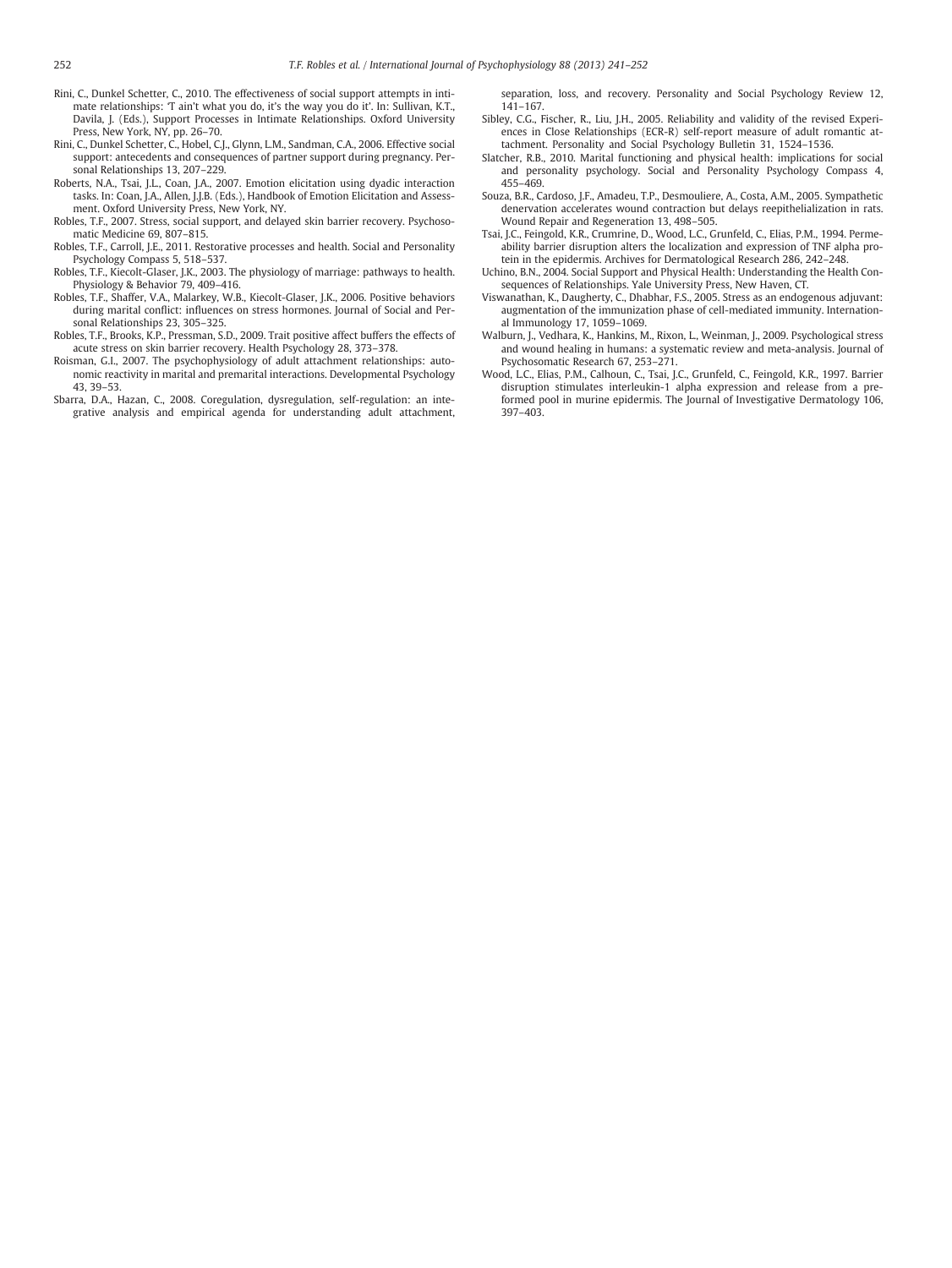Rini, C., Dunkel Schetter, C., 2010. The effectiveness of social support attempts in intimate relationships: 'T ain't what you do, it's the way you do it'. In: Sullivan, K.T., Davila, J. (Eds.), Support Processes in Intimate Relationships. Oxford University Press, New York, NY, pp. 26–70.

Rini, C., Dunkel Schetter, C., Hobel, C.J., Glynn, L.M., Sandman, C.A., 2006. Effective social support: antecedents and consequences of partner support during pregnancy. Personal Relationships 13, 207–229.

Roberts, N.A., Tsai, J.L., Coan, J.A., 2007. Emotion elicitation using dyadic interaction tasks. In: Coan, J.A., Allen, J.J.B. (Eds.), Handbook of Emotion Elicitation and Assessment. Oxford University Press, New York, NY.

Robles, T.F., 2007. Stress, social support, and delayed skin barrier recovery. Psychosomatic Medicine 69, 807–815.

Robles, T.F., Carroll, J.E., 2011. Restorative processes and health. Social and Personality Psychology Compass 5, 518–537.

Robles, T.F., Kiecolt-Glaser, J.K., 2003. The physiology of marriage: pathways to health. Physiology & Behavior 79, 409–416.

Robles, T.F., Shaffer, V.A., Malarkey, W.B., Kiecolt-Glaser, J.K., 2006. Positive behaviors during marital conflict: influences on stress hormones. Journal of Social and Personal Relationships 23, 305–325.

Robles, T.F., Brooks, K.P., Pressman, S.D., 2009. Trait positive affect buffers the effects of acute stress on skin barrier recovery. Health Psychology 28, 373–378.

Roisman, G.I., 2007. The psychophysiology of adult attachment relationships: autonomic reactivity in marital and premarital interactions. Developmental Psychology 43, 39–53.

Sbarra, D.A., Hazan, C., 2008. Coregulation, dysregulation, self-regulation: an integrative analysis and empirical agenda for understanding adult attachment, separation, loss, and recovery. Personality and Social Psychology Review 12, 141–167.

Sibley, C.G., Fischer, R., Liu, J.H., 2005. Reliability and validity of the revised Experiences in Close Relationships (ECR-R) self-report measure of adult romantic attachment. Personality and Social Psychology Bulletin 31, 1524–1536.

Slatcher, R.B., 2010. Marital functioning and physical health: implications for social and personality psychology. Social and Personality Psychology Compass 4, 455–469.

Souza, B.R., Cardoso, J.F., Amadeu, T.P., Desmouliere, A., Costa, A.M., 2005. Sympathetic denervation accelerates wound contraction but delays reepithelialization in rats. Wound Repair and Regeneration 13, 498–505.

Tsai, J.C., Feingold, K.R., Crumrine, D., Wood, L.C., Grunfeld, C., Elias, P.M., 1994. Permeability barrier disruption alters the localization and expression of TNF alpha protein in the epidermis. Archives for Dermatological Research 286, 242–248.

Uchino, B.N., 2004. Social Support and Physical Health: Understanding the Health Consequences of Relationships. Yale University Press, New Haven, CT.

Viswanathan, K., Daugherty, C., Dhabhar, F.S., 2005. Stress as an endogenous adjuvant: augmentation of the immunization phase of cell-mediated immunity. International Immunology 17, 1059–1069.

Walburn, J., Vedhara, K., Hankins, M., Rixon, L., Weinman, J., 2009. Psychological stress and wound healing in humans: a systematic review and meta-analysis. Journal of Psychosomatic Research 67, 253–271.

Wood, L.C., Elias, P.M., Calhoun, C., Tsai, J.C., Grunfeld, C., Feingold, K.R., 1997. Barrier disruption stimulates interleukin-1 alpha expression and release from a preformed pool in murine epidermis. The Journal of Investigative Dermatology 106, 397–403.